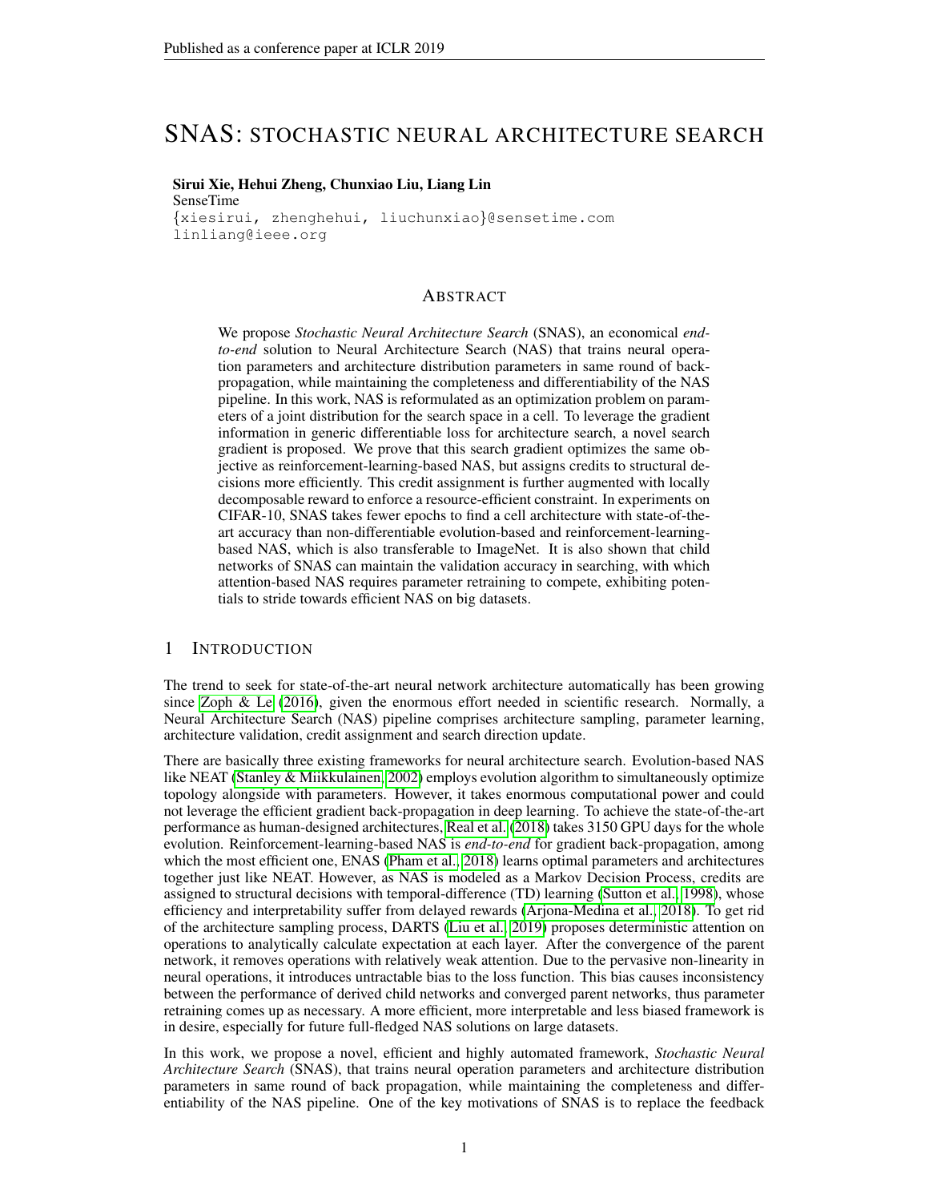# SNAS: STOCHASTIC NEURAL ARCHITECTURE SEARCH

**Sirui Xie, Hehui Zheng, Chunxiao Liu, Liang Lin**
SenseTime
{xiesirui, zhenghehui, liuchunxiao}@sensetime.com
linliang@ieee.org

## ABSTRACT

We propose *Stochastic Neural Architecture Search* (SNAS), an economical *end-to-end* solution to Neural Architecture Search (NAS) that trains neural operation parameters and architecture distribution parameters in same round of back-propagation, while maintaining the completeness and differentiability of the NAS pipeline. In this work, NAS is reformulated as an optimization problem on parameters of a joint distribution for the search space in a cell. To leverage the gradient information in generic differentiable loss for architecture search, a novel search gradient is proposed. We prove that this search gradient optimizes the same objective as reinforcement-learning-based NAS, but assigns credits to structural decisions more efficiently. This credit assignment is further augmented with locally decomposable reward to enforce a resource-efficient constraint. In experiments on CIFAR-10, SNAS takes fewer epochs to find a cell architecture with state-of-the-art accuracy than non-differentiable evolution-based and reinforcement-learning-based NAS, which is also transferable to ImageNet. It is also shown that child networks of SNAS can maintain the validation accuracy in searching, with which attention-based NAS requires parameter retraining to compete, exhibiting potentials to stride towards efficient NAS on big datasets.

## 1 INTRODUCTION

The trend to seek for state-of-the-art neural network architecture automatically has been growing since Zoph & Le (2016), given the enormous effort needed in scientific research. Normally, a Neural Architecture Search (NAS) pipeline comprises architecture sampling, parameter learning, architecture validation, credit assignment and search direction update.

There are basically three existing frameworks for neural architecture search. Evolution-based NAS like NEAT (Stanley & Miikkulainen, 2002) employs evolution algorithm to simultaneously optimize topology alongside with parameters. However, it takes enormous computational power and could not leverage the efficient gradient back-propagation in deep learning. To achieve the state-of-the-art performance as human-designed architectures, Real et al. (2018) takes 3150 GPU days for the whole evolution. Reinforcement-learning-based NAS is *end-to-end* for gradient back-propagation, among which the most efficient one, ENAS (Pham et al., 2018) learns optimal parameters and architectures together just like NEAT. However, as NAS is modeled as a Markov Decision Process, credits are assigned to structural decisions with temporal-difference (TD) learning (Sutton et al., 1998), whose efficiency and interpretability suffer from delayed rewards (Arjona-Medina et al., 2018). To get rid of the architecture sampling process, DARTS (Liu et al., 2019) proposes deterministic attention on operations to analytically calculate expectation at each layer. After the convergence of the parent network, it removes operations with relatively weak attention. Due to the pervasive non-linearity in neural operations, it introduces untractable bias to the loss function. This bias causes inconsistency between the performance of derived child networks and converged parent networks, thus parameter retraining comes up as necessary. A more efficient, more interpretable and less biased framework is in desire, especially for future full-fledged NAS solutions on large datasets.

In this work, we propose a novel, efficient and highly automated framework, *Stochastic Neural Architecture Search* (SNAS), that trains neural operation parameters and architecture distribution parameters in same round of back propagation, while maintaining the completeness and differentiability of the NAS pipeline. One of the key motivations of SNAS is to replace the feedback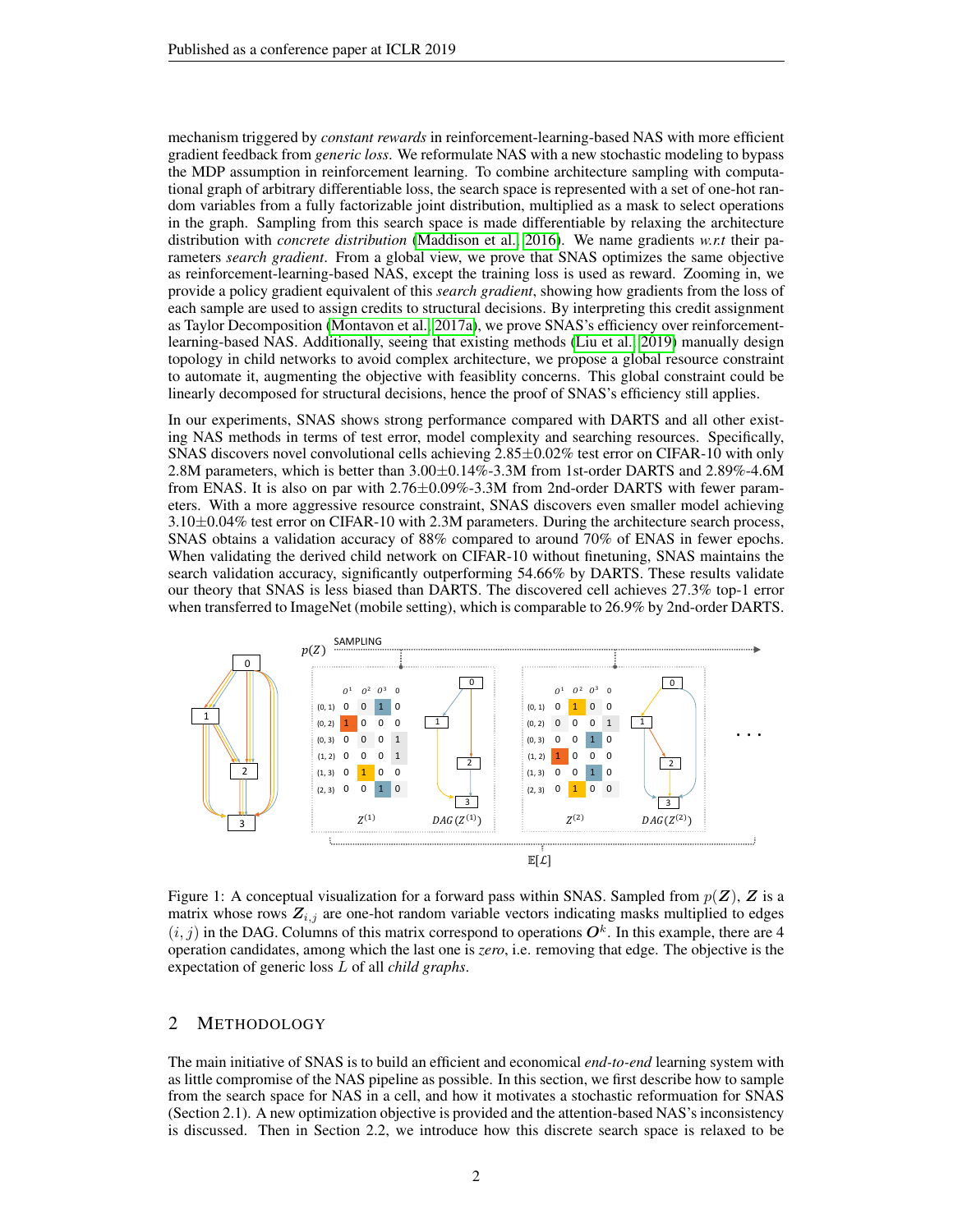mechanism triggered by *constant rewards* in reinforcement-learning-based NAS with more efficient gradient feedback from *generic loss*. We reformulate NAS with a new stochastic modeling to bypass the MDP assumption in reinforcement learning. To combine architecture sampling with computational graph of arbitrary differentiable loss, the search space is represented with a set of one-hot random variables from a fully factorizable joint distribution, multiplied as a mask to select operations in the graph. Sampling from this search space is made differentiable by relaxing the architecture distribution with *concrete distribution* (Maddison et al., 2016). We name gradients *w.r.t* their parameters *search gradient*. From a global view, we prove that SNAS optimizes the same objective as reinforcement-learning-based NAS, except the training loss is used as reward. Zooming in, we provide a policy gradient equivalent of this *search gradient*, showing how gradients from the loss of each sample are used to assign credits to structural decisions. By interpreting this credit assignment as Taylor Decomposition (Montavon et al., 2017a), we prove SNAS's efficiency over reinforcement-learning-based NAS. Additionally, seeing that existing methods (Liu et al., 2019) manually design topology in child networks to avoid complex architecture, we propose a global resource constraint to automate it, augmenting the objective with feasiblity concerns. This global constraint could be linearly decomposed for structural decisions, hence the proof of SNAS's efficiency still applies.

In our experiments, SNAS shows strong performance compared with DARTS and all other existing NAS methods in terms of test error, model complexity and searching resources. Specifically, SNAS discovers novel convolutional cells achieving 2.85±0.02% test error on CIFAR-10 with only 2.8M parameters, which is better than 3.00±0.14%-3.3M from 1st-order DARTS and 2.89%-4.6M from ENAS. It is also on par with 2.76±0.09%-3.3M from 2nd-order DARTS with fewer parameters. With a more aggressive resource constraint, SNAS discovers even smaller model achieving 3.10±0.04% test error on CIFAR-10 with 2.3M parameters. During the architecture search process, SNAS obtains a validation accuracy of 88% compared to around 70% of ENAS in fewer epochs. When validating the derived child network on CIFAR-10 without finetuning, SNAS maintains the search validation accuracy, significantly outperforming 54.66% by DARTS. These results validate our theory that SNAS is less biased than DARTS. The discovered cell achieves 27.3% top-1 error when transferred to ImageNet (mobile setting), which is comparable to 26.9% by 2nd-order DARTS.

Figure 1: A conceptual visualization for a forward pass within SNAS. Sampled from $p(\boldsymbol{Z})$, $\boldsymbol{Z}$ is a matrix whose rows $\boldsymbol{Z}_{i,j}$ are one-hot random variable vectors indicating masks multiplied to edges $(i, j)$ in the DAG. Columns of this matrix correspond to operations $\boldsymbol{O}^k$. In this example, there are 4 operation candidates, among which the last one is *zero*, i.e. removing that edge. The objective is the expectation of generic loss $L$ of all *child graphs*.

## 2 Methodology

The main initiative of SNAS is to build an efficient and economical *end-to-end* learning system with as little compromise of the NAS pipeline as possible. In this section, we first describe how to sample from the search space for NAS in a cell, and how it motivates a stochastic reformuation for SNAS (Section 2.1). A new optimization objective is provided and the attention-based NAS's inconsistency is discussed. Then in Section 2.2, we introduce how this discrete search space is relaxed to be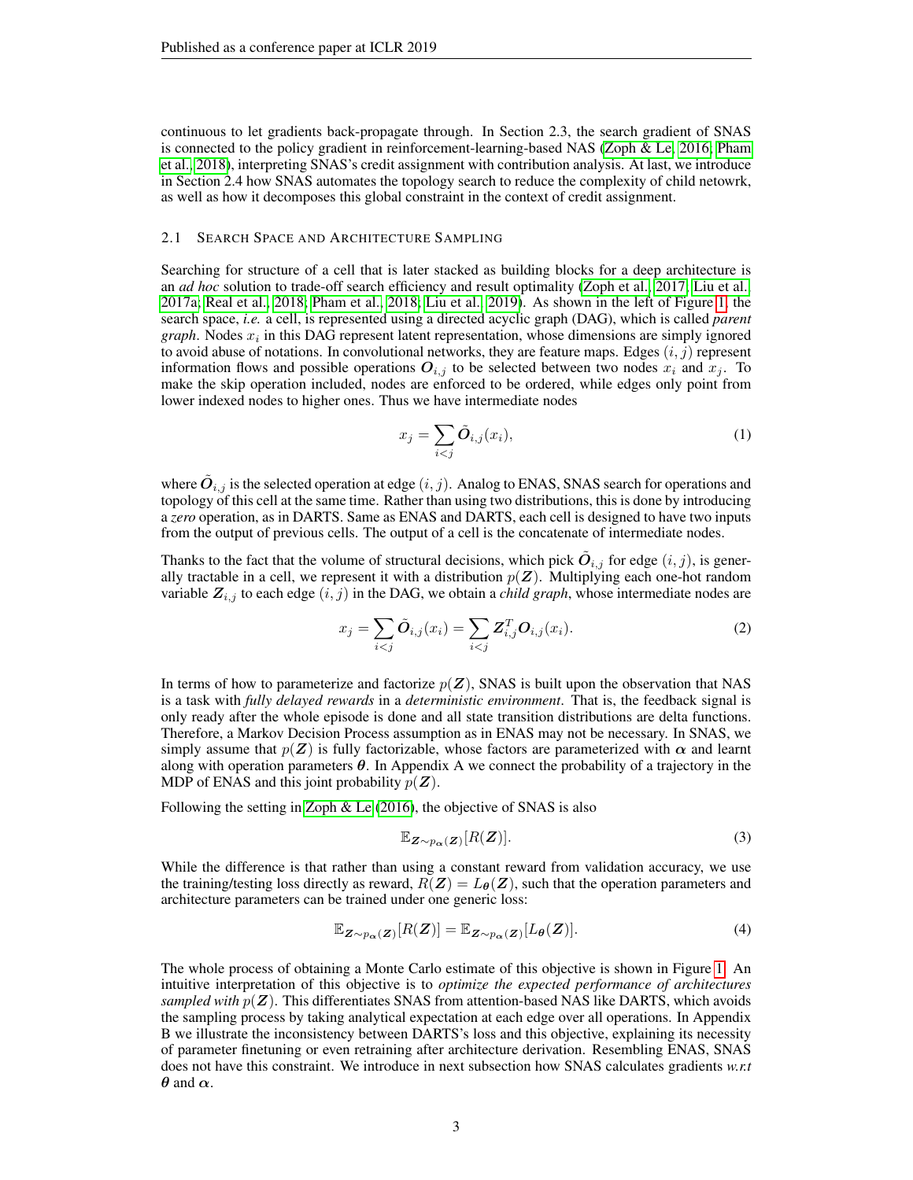continuous to let gradients back-propagate through. In Section 2.3, the search gradient of SNAS is connected to the policy gradient in reinforcement-learning-based NAS (Zoph & Le, 2016; Pham et al., 2018), interpreting SNAS's credit assignment with contribution analysis. At last, we introduce in Section 2.4 how SNAS automates the topology search to reduce the complexity of child netowrk, as well as how it decomposes this global constraint in the context of credit assignment.

### 2.1 Search Space and Architecture Sampling

Searching for structure of a cell that is later stacked as building blocks for a deep architecture is an *ad hoc* solution to trade-off search efficiency and result optimality (Zoph et al., 2017; Liu et al., 2017a; Real et al., 2018; Pham et al., 2018; Liu et al., 2019). As shown in the left of Figure 1, the search space, *i.e.* a cell, is represented using a directed acyclic graph (DAG), which is called *parent graph*. Nodes $x_i$ in this DAG represent latent representation, whose dimensions are simply ignored to avoid abuse of notations. In convolutional networks, they are feature maps. Edges $(i, j)$ represent information flows and possible operations $\boldsymbol{O}_{i,j}$ to be selected between two nodes $x_i$ and $x_j$. To make the skip operation included, nodes are enforced to be ordered, while edges only point from lower indexed nodes to higher ones. Thus we have intermediate nodes

$$x_j = \sum_{i<j} \tilde{\boldsymbol{O}}_{i,j}(x_i), \tag{1}$$

where $\tilde{\boldsymbol{O}}_{i,j}$ is the selected operation at edge $(i, j)$. Analog to ENAS, SNAS search for operations and topology of this cell at the same time. Rather than using two distributions, this is done by introducing a *zero* operation, as in DARTS. Same as ENAS and DARTS, each cell is designed to have two inputs from the output of previous cells. The output of a cell is the concatenate of intermediate nodes.

Thanks to the fact that the volume of structural decisions, which pick $\tilde{\boldsymbol{O}}_{i,j}$ for edge $(i, j)$, is generally tractable in a cell, we represent it with a distribution $p(\boldsymbol{Z})$. Multiplying each one-hot random variable $\boldsymbol{Z}_{i,j}$ to each edge $(i, j)$ in the DAG, we obtain a *child graph*, whose intermediate nodes are

$$x_j = \sum_{i<j} \tilde{\boldsymbol{O}}_{i,j}(x_i) = \sum_{i<j} \boldsymbol{Z}_{i,j}^T \boldsymbol{O}_{i,j}(x_i). \tag{2}$$

In terms of how to parameterize and factorize $p(\boldsymbol{Z})$, SNAS is built upon the observation that NAS is a task with *fully delayed rewards* in a *deterministic environment*. That is, the feedback signal is only ready after the whole episode is done and all state transition distributions are delta functions. Therefore, a Markov Decision Process assumption as in ENAS may not be necessary. In SNAS, we simply assume that $p(\boldsymbol{Z})$ is fully factorizable, whose factors are parameterized with $\boldsymbol{\alpha}$ and learnt along with operation parameters $\boldsymbol{\theta}$. In Appendix A we connect the probability of a trajectory in the MDP of ENAS and this joint probability $p(\boldsymbol{Z})$.

Following the setting in Zoph & Le (2016), the objective of SNAS is also

$$\mathbb{E}_{\boldsymbol{Z}\sim p_{\boldsymbol{\alpha}}(\boldsymbol{Z})}[R(\boldsymbol{Z})]. \tag{3}$$

While the difference is that rather than using a constant reward from validation accuracy, we use the training/testing loss directly as reward, $R(\boldsymbol{Z}) = L_{\boldsymbol{\theta}}(\boldsymbol{Z})$, such that the operation parameters and architecture parameters can be trained under one generic loss:

$$\mathbb{E}_{\boldsymbol{Z}\sim p_{\boldsymbol{\alpha}}(\boldsymbol{Z})}[R(\boldsymbol{Z})] = \mathbb{E}_{\boldsymbol{Z}\sim p_{\boldsymbol{\alpha}}(\boldsymbol{Z})}[L_{\boldsymbol{\theta}}(\boldsymbol{Z})]. \tag{4}$$

The whole process of obtaining a Monte Carlo estimate of this objective is shown in Figure 1. An intuitive interpretation of this objective is to *optimize the expected performance of architectures sampled with* $p(\boldsymbol{Z})$. This differentiates SNAS from attention-based NAS like DARTS, which avoids the sampling process by taking analytical expectation at each edge over all operations. In Appendix B we illustrate the inconsistency between DARTS's loss and this objective, explaining its necessity of parameter finetuning or even retraining after architecture derivation. Resembling ENAS, SNAS does not have this constraint. We introduce in next subsection how SNAS calculates gradients *w.r.t* $\boldsymbol{\theta}$ and $\boldsymbol{\alpha}$.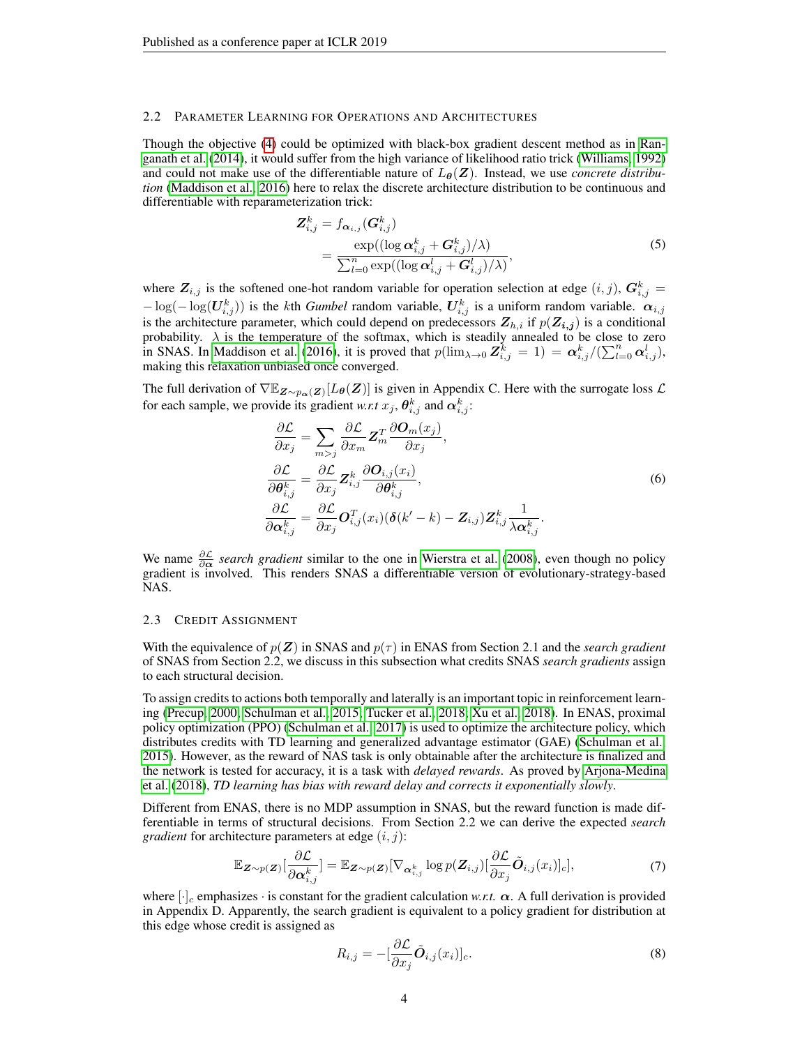### 2.2 Parameter Learning for Operations and Architectures

Though the objective (4) could be optimized with black-box gradient descent method as in Ranganath et al. (2014), it would suffer from the high variance of likelihood ratio trick (Williams, 1992) and could not make use of the differentiable nature of $L_{\boldsymbol{\theta}}(\boldsymbol{Z})$. Instead, we use *concrete distribution* (Maddison et al., 2016) here to relax the discrete architecture distribution to be continuous and differentiable with reparameterization trick:

$$
\begin{aligned}
\boldsymbol{Z}_{i,j}^{k} &= f_{\boldsymbol{\alpha}_{i,j}}(\boldsymbol{G}_{i,j}^{k}) \\
&= \frac{\exp((\log \boldsymbol{\alpha}_{i,j}^{k} + \boldsymbol{G}_{i,j}^{k})/\lambda)}{\sum_{l=0}^{n} \exp((\log \boldsymbol{\alpha}_{i,j}^{l} + \boldsymbol{G}_{i,j}^{l})/\lambda)},
\end{aligned}
\tag{5}
$$

where $\boldsymbol{Z}_{i,j}$ is the softened one-hot random variable for operation selection at edge $(i,j)$, $\boldsymbol{G}_{i,j}^{k} = -\log(-\log(\boldsymbol{U}_{i,j}^{k}))$ is the $k$th *Gumbel* random variable, $\boldsymbol{U}_{i,j}^{k}$ is a uniform random variable. $\boldsymbol{\alpha}_{i,j}$ is the architecture parameter, which could depend on predecessors $\boldsymbol{Z}_{h,i}$ if $p(\boldsymbol{Z}_{i,j})$ is a conditional probability. $\lambda$ is the temperature of the softmax, which is steadily annealed to be close to zero in SNAS. In Maddison et al. (2016), it is proved that $p(\lim_{\lambda \to 0} \boldsymbol{Z}_{i,j}^{k} = 1) = \boldsymbol{\alpha}_{i,j}^{k} / (\sum_{l=0}^{n} \boldsymbol{\alpha}_{i,j}^{l})$, making this relaxation unbiased once converged.

The full derivation of $\nabla \mathbb{E}_{\boldsymbol{Z} \sim p_{\boldsymbol{\alpha}}(\boldsymbol{Z})}[L_{\boldsymbol{\theta}}(\boldsymbol{Z})]$ is given in Appendix C. Here with the surrogate loss $\mathcal{L}$ for each sample, we provide its gradient *w.r.t* $x_j$, $\boldsymbol{\theta}_{i,j}^{k}$ and $\boldsymbol{\alpha}_{i,j}^{k}$:

$$
\begin{aligned}
\frac{\partial \mathcal{L}}{\partial x_j} &= \sum_{m>j} \frac{\partial \mathcal{L}}{\partial x_m} \boldsymbol{Z}_m^T \frac{\partial \boldsymbol{O}_m(x_j)}{\partial x_j}, \\
\frac{\partial \mathcal{L}}{\partial \boldsymbol{\theta}_{i,j}^{k}} &= \frac{\partial \mathcal{L}}{\partial x_j} \boldsymbol{Z}_{i,j}^{k} \frac{\partial \boldsymbol{O}_{i,j}(x_i)}{\partial \boldsymbol{\theta}_{i,j}^{k}}, \\
\frac{\partial \mathcal{L}}{\partial \boldsymbol{\alpha}_{i,j}^{k}} &= \frac{\partial \mathcal{L}}{\partial x_j} \boldsymbol{O}_{i,j}^T(x_i)(\boldsymbol{\delta}(k'-k) - \boldsymbol{Z}_{i,j}) \boldsymbol{Z}_{i,j}^{k} \frac{1}{\lambda \boldsymbol{\alpha}_{i,j}^{k}}.
\end{aligned}
\tag{6}
$$

We name $\frac{\partial \mathcal{L}}{\partial \boldsymbol{\alpha}}$ *search gradient* similar to the one in Wierstra et al. (2008), even though no policy gradient is involved. This renders SNAS a differentiable version of evolutionary-strategy-based NAS.

### 2.3 Credit Assignment

With the equivalence of $p(\boldsymbol{Z})$ in SNAS and $p(\tau)$ in ENAS from Section 2.1 and the *search gradient* of SNAS from Section 2.2, we discuss in this subsection what credits SNAS *search gradients* assign to each structural decision.

To assign credits to actions both temporally and laterally is an important topic in reinforcement learning (Precup, 2000; Schulman et al., 2015; Tucker et al., 2018; Xu et al., 2018). In ENAS, proximal policy optimization (PPO) (Schulman et al., 2017) is used to optimize the architecture policy, which distributes credits with TD learning and generalized advantage estimator (GAE) (Schulman et al., 2015). However, as the reward of NAS task is only obtainable after the architecture is finalized and the network is tested for accuracy, it is a task with *delayed rewards*. As proved by Arjona-Medina et al. (2018), *TD learning has bias with reward delay and corrects it exponentially slowly*.

Different from ENAS, there is no MDP assumption in SNAS, but the reward function is made differentiable in terms of structural decisions. From Section 2.2 we can derive the expected *search gradient* for architecture parameters at edge $(i,j)$:

$$
\mathbb{E}_{\boldsymbol{Z} \sim p(\boldsymbol{Z})}\left[\frac{\partial \mathcal{L}}{\partial \boldsymbol{\alpha}_{i,j}^{k}}\right] = \mathbb{E}_{\boldsymbol{Z} \sim p(\boldsymbol{Z})}\left[\nabla_{\boldsymbol{\alpha}_{i,j}^{k}} \log p(\boldsymbol{Z}_{i,j}) \left[\frac{\partial \mathcal{L}}{\partial x_j} \tilde{\boldsymbol{O}}_{i,j}(x_i)\right]_c\right],
\tag{7}
$$

where $[\cdot]_c$ emphasizes $\cdot$ is constant for the gradient calculation *w.r.t.* $\boldsymbol{\alpha}$. A full derivation is provided in Appendix D. Apparently, the search gradient is equivalent to a policy gradient for distribution at this edge whose credit is assigned as

$$
R_{i,j} = -\left[\frac{\partial \mathcal{L}}{\partial x_j} \tilde{\boldsymbol{O}}_{i,j}(x_i)\right]_c.
\tag{8}
$$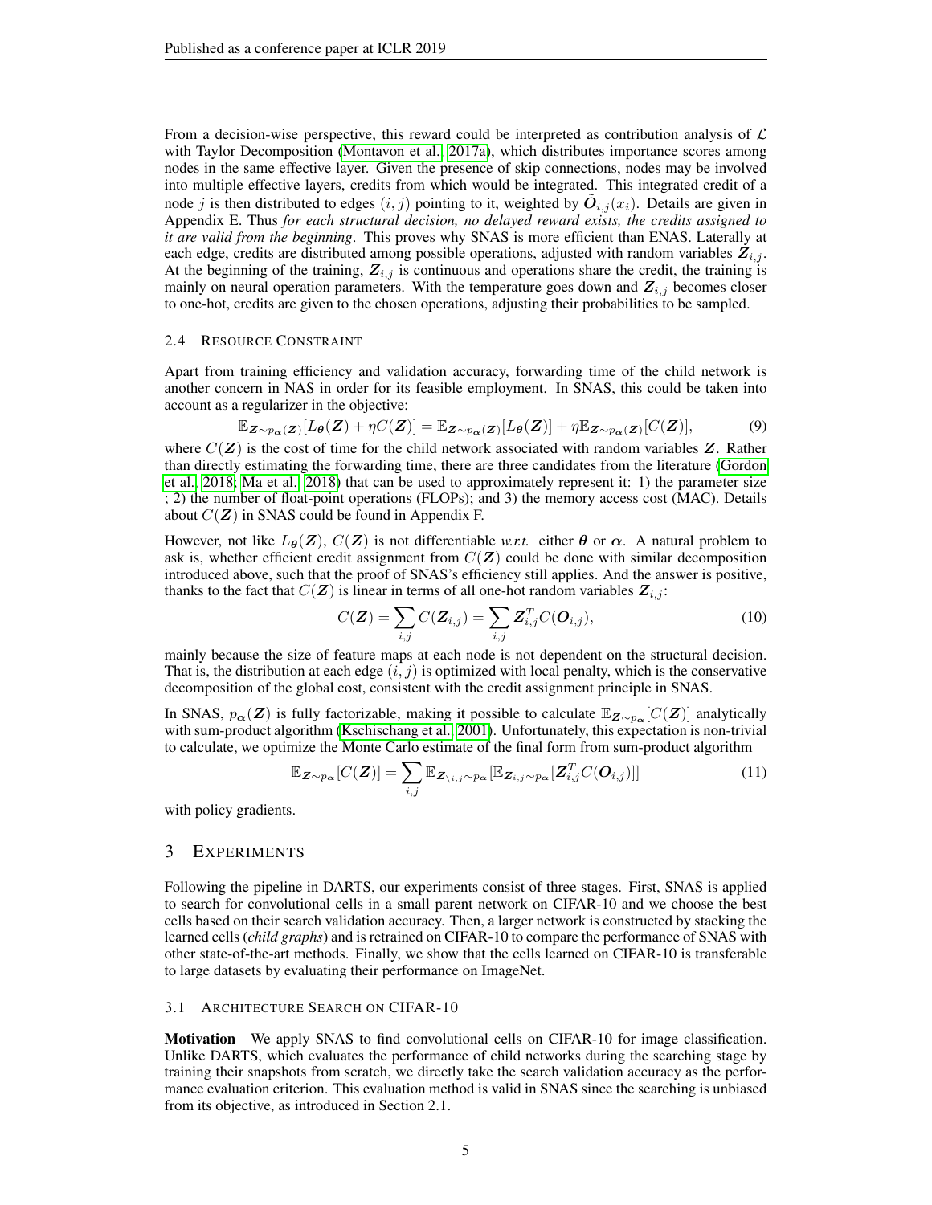From a decision-wise perspective, this reward could be interpreted as contribution analysis of $\mathcal{L}$ with Taylor Decomposition (Montavon et al., 2017a), which distributes importance scores among nodes in the same effective layer. Given the presence of skip connections, nodes may be involved into multiple effective layers, credits from which would be integrated. This integrated credit of a node $j$ is then distributed to edges $(i, j)$ pointing to it, weighted by $\tilde{\boldsymbol{O}}_{i,j}(x_i)$. Details are given in Appendix E. Thus *for each structural decision, no delayed reward exists, the credits assigned to it are valid from the beginning*. This proves why SNAS is more efficient than ENAS. Laterally at each edge, credits are distributed among possible operations, adjusted with random variables $\boldsymbol{Z}_{i,j}$. At the beginning of the training, $\boldsymbol{Z}_{i,j}$ is continuous and operations share the credit, the training is mainly on neural operation parameters. With the temperature goes down and $\boldsymbol{Z}_{i,j}$ becomes closer to one-hot, credits are given to the chosen operations, adjusting their probabilities to be sampled.

### 2.4 Resource Constraint

Apart from training efficiency and validation accuracy, forwarding time of the child network is another concern in NAS in order for its feasible employment. In SNAS, this could be taken into account as a regularizer in the objective:

$$\mathbb{E}_{\boldsymbol{Z}\sim p_{\boldsymbol{\alpha}}(\boldsymbol{Z})}[L_{\boldsymbol{\theta}}(\boldsymbol{Z}) + \eta C(\boldsymbol{Z})] = \mathbb{E}_{\boldsymbol{Z}\sim p_{\boldsymbol{\alpha}}(\boldsymbol{Z})}[L_{\boldsymbol{\theta}}(\boldsymbol{Z})] + \eta \mathbb{E}_{\boldsymbol{Z}\sim p_{\boldsymbol{\alpha}}(\boldsymbol{Z})}[C(\boldsymbol{Z})], \tag{9}$$

where $C(\boldsymbol{Z})$ is the cost of time for the child network associated with random variables $\boldsymbol{Z}$. Rather than directly estimating the forwarding time, there are three candidates from the literature (Gordon et al., 2018; Ma et al., 2018) that can be used to approximately represent it: 1) the parameter size ; 2) the number of float-point operations (FLOPs); and 3) the memory access cost (MAC). Details about $C(\boldsymbol{Z})$ in SNAS could be found in Appendix F.

However, not like $L_{\boldsymbol{\theta}}(\boldsymbol{Z})$, $C(\boldsymbol{Z})$ is not differentiable *w.r.t.* either $\boldsymbol{\theta}$ or $\boldsymbol{\alpha}$. A natural problem to ask is, whether efficient credit assignment from $C(\boldsymbol{Z})$ could be done with similar decomposition introduced above, such that the proof of SNAS's efficiency still applies. And the answer is positive, thanks to the fact that $C(\boldsymbol{Z})$ is linear in terms of all one-hot random variables $\boldsymbol{Z}_{i,j}$:

$$C(\boldsymbol{Z}) = \sum_{i,j} C(\boldsymbol{Z}_{i,j}) = \sum_{i,j} \boldsymbol{Z}_{i,j}^T C(\boldsymbol{O}_{i,j}), \tag{10}$$

mainly because the size of feature maps at each node is not dependent on the structural decision. That is, the distribution at each edge $(i, j)$ is optimized with local penalty, which is the conservative decomposition of the global cost, consistent with the credit assignment principle in SNAS.

In SNAS, $p_{\boldsymbol{\alpha}}(\boldsymbol{Z})$ is fully factorizable, making it possible to calculate $\mathbb{E}_{\boldsymbol{Z}\sim p_{\boldsymbol{\alpha}}}[C(\boldsymbol{Z})]$ analytically with sum-product algorithm (Kschischang et al., 2001). Unfortunately, this expectation is non-trivial to calculate, we optimize the Monte Carlo estimate of the final form from sum-product algorithm

$$\mathbb{E}_{\boldsymbol{Z}\sim p_{\boldsymbol{\alpha}}}[C(\boldsymbol{Z})] = \sum_{i,j} \mathbb{E}_{\boldsymbol{Z}_{\setminus i,j}\sim p_{\boldsymbol{\alpha}}}[\mathbb{E}_{\boldsymbol{Z}_{i,j}\sim p_{\boldsymbol{\alpha}}}[\boldsymbol{Z}_{i,j}^T C(\boldsymbol{O}_{i,j})]] \tag{11}$$

with policy gradients.

## 3 Experiments

Following the pipeline in DARTS, our experiments consist of three stages. First, SNAS is applied to search for convolutional cells in a small parent network on CIFAR-10 and we choose the best cells based on their search validation accuracy. Then, a larger network is constructed by stacking the learned cells (*child graphs*) and is retrained on CIFAR-10 to compare the performance of SNAS with other state-of-the-art methods. Finally, we show that the cells learned on CIFAR-10 is transferable to large datasets by evaluating their performance on ImageNet.

### 3.1 Architecture Search on CIFAR-10

**Motivation** We apply SNAS to find convolutional cells on CIFAR-10 for image classification. Unlike DARTS, which evaluates the performance of child networks during the searching stage by training their snapshots from scratch, we directly take the search validation accuracy as the performance evaluation criterion. This evaluation method is valid in SNAS since the searching is unbiased from its objective, as introduced in Section 2.1.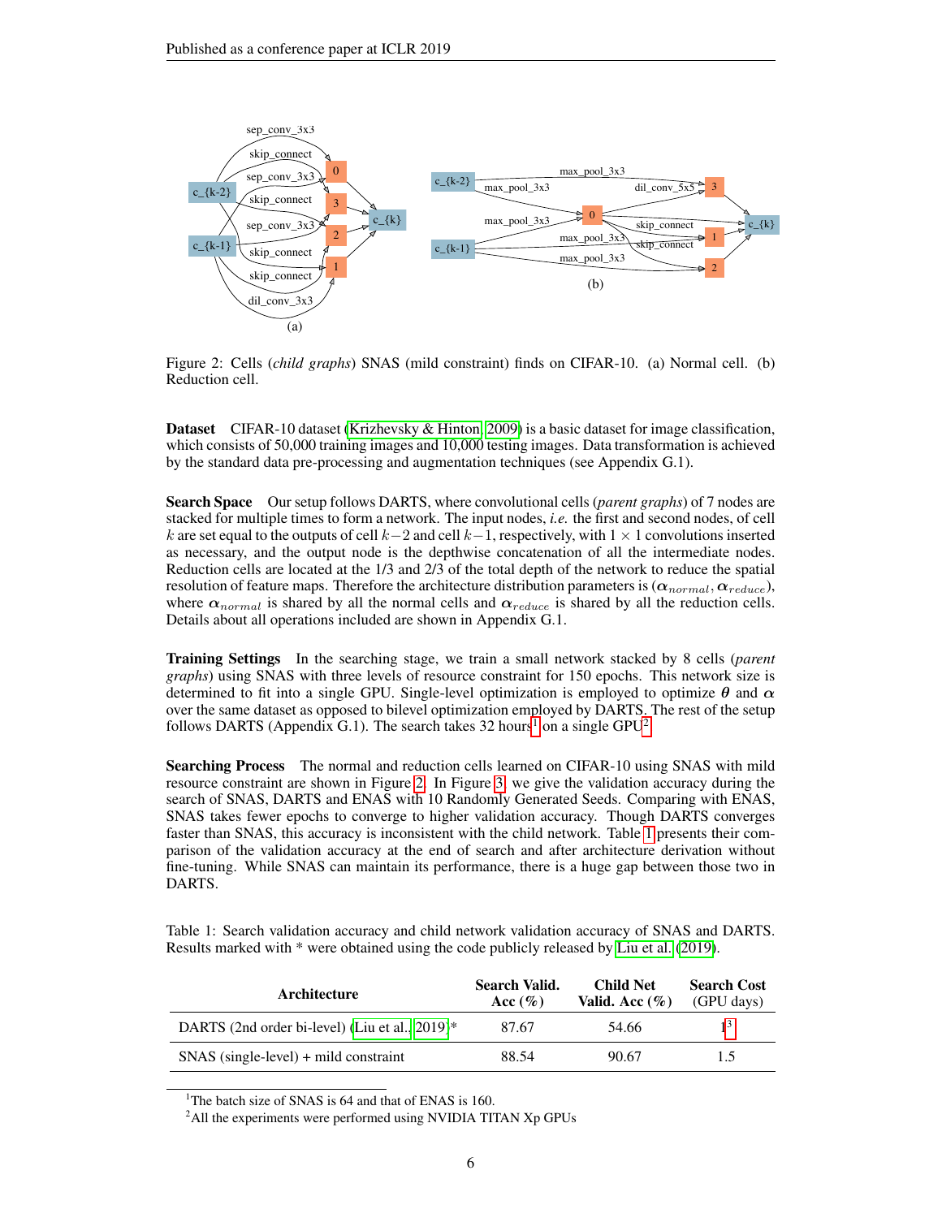Figure 2: Cells (*child graphs*) SNAS (mild constraint) finds on CIFAR-10. (a) Normal cell. (b) Reduction cell.

**Dataset** CIFAR-10 dataset (Krizhevsky & Hinton, 2009) is a basic dataset for image classification, which consists of 50,000 training images and 10,000 testing images. Data transformation is achieved by the standard data pre-processing and augmentation techniques (see Appendix G.1).

**Search Space** Our setup follows DARTS, where convolutional cells (*parent graphs*) of 7 nodes are stacked for multiple times to form a network. The input nodes, *i.e.* the first and second nodes, of cell $k$ are set equal to the outputs of cell $k-2$ and cell $k-1$, respectively, with $1 \times 1$ convolutions inserted as necessary, and the output node is the depthwise concatenation of all the intermediate nodes. Reduction cells are located at the 1/3 and 2/3 of the total depth of the network to reduce the spatial resolution of feature maps. Therefore the architecture distribution parameters is $(\boldsymbol{\alpha}_{normal}, \boldsymbol{\alpha}_{reduce})$, where $\boldsymbol{\alpha}_{normal}$ is shared by all the normal cells and $\boldsymbol{\alpha}_{reduce}$ is shared by all the reduction cells. Details about all operations included are shown in Appendix G.1.

**Training Settings** In the searching stage, we train a small network stacked by 8 cells (*parent graphs*) using SNAS with three levels of resource constraint for 150 epochs. This network size is determined to fit into a single GPU. Single-level optimization is employed to optimize $\boldsymbol{\theta}$ and $\boldsymbol{\alpha}$ over the same dataset as opposed to bilevel optimization employed by DARTS. The rest of the setup follows DARTS (Appendix G.1). The search takes 32 hours[1] on a single GPU[2].

**Searching Process** The normal and reduction cells learned on CIFAR-10 using SNAS with mild resource constraint are shown in Figure 2. In Figure 3, we give the validation accuracy during the search of SNAS, DARTS and ENAS with 10 Randomly Generated Seeds. Comparing with ENAS, SNAS takes fewer epochs to converge to higher validation accuracy. Though DARTS converges faster than SNAS, this accuracy is inconsistent with the child network. Table 1 presents their comparison of the validation accuracy at the end of search and after architecture derivation without fine-tuning. While SNAS can maintain its performance, there is a huge gap between those two in DARTS.

Table 1: Search validation accuracy and child network validation accuracy of SNAS and DARTS. Results marked with * were obtained using the code publicly released by Liu et al. (2019).

| Architecture | Search Valid. Acc (%) | Child Net Valid. Acc (%) | Search Cost (GPU days) |
|---|---|---|---|
| DARTS (2nd order bi-level) (Liu et al., 2019)* | 87.67 | 54.66 | 1[3] |
| SNAS (single-level) + mild constraint | 88.54 | 90.67 | 1.5 |

[1] The batch size of SNAS is 64 and that of ENAS is 160.

[2] All the experiments were performed using NVIDIA TITAN Xp GPUs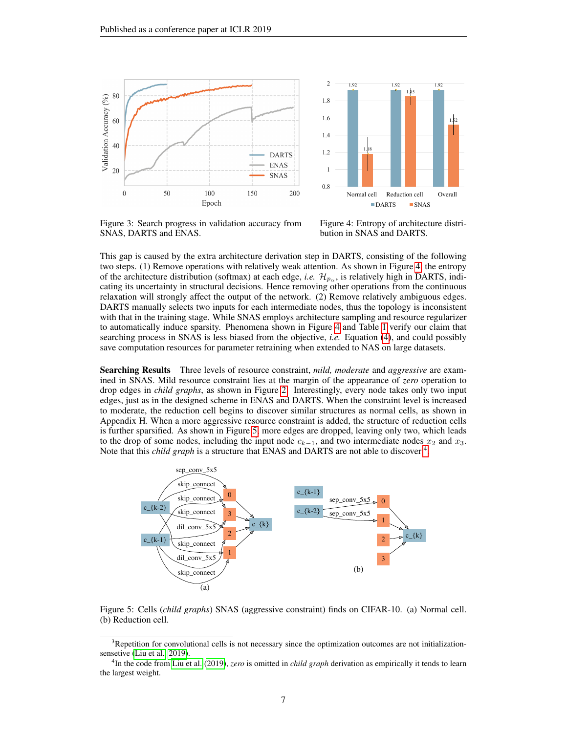Figure 3: Search progress in validation accuracy from SNAS, DARTS and ENAS.

Figure 4: Entropy of architecture distribution in SNAS and DARTS.

This gap is caused by the extra architecture derivation step in DARTS, consisting of the following two steps. (1) Remove operations with relatively weak attention. As shown in Figure 4, the entropy of the architecture distribution (softmax) at each edge, *i.e.* $\mathcal{H}_{p_\alpha}$, is relatively high in DARTS, indicating its uncertainty in structural decisions. Hence removing other operations from the continuous relaxation will strongly affect the output of the network. (2) Remove relatively ambiguous edges. DARTS manually selects two inputs for each intermediate nodes, thus the topology is inconsistent with that in the training stage. While SNAS employs architecture sampling and resource regularizer to automatically induce sparsity. Phenomena shown in Figure 4 and Table 1 verify our claim that searching process in SNAS is less biased from the objective, *i.e.* Equation (4), and could possibly save computation resources for parameter retraining when extended to NAS on large datasets.

**Searching Results** Three levels of resource constraint, *mild, moderate* and *aggressive* are examined in SNAS. Mild resource constraint lies at the margin of the appearance of *zero* operation to drop edges in *child graphs*, as shown in Figure 2. Interestingly, every node takes only two input edges, just as in the designed scheme in ENAS and DARTS. When the constraint level is increased to moderate, the reduction cell begins to discover similar structures as normal cells, as shown in Appendix H. When a more aggressive resource constraint is added, the structure of reduction cells is further sparsified. As shown in Figure 5, more edges are dropped, leaving only two, which leads to the drop of some nodes, including the input node $c_{k-1}$, and two intermediate nodes $x_2$ and $x_3$. Note that this *child graph* is a structure that ENAS and DARTS are not able to discover[4].

Figure 5: Cells (*child graphs*) SNAS (aggressive constraint) finds on CIFAR-10. (a) Normal cell. (b) Reduction cell.

[3]Repetition for convolutional cells is not necessary since the optimization outcomes are not initialization-sensetive (Liu et al., 2019).

[4]In the code from Liu et al. (2019), *zero* is omitted in *child graph* derivation as empirically it tends to learn the largest weight.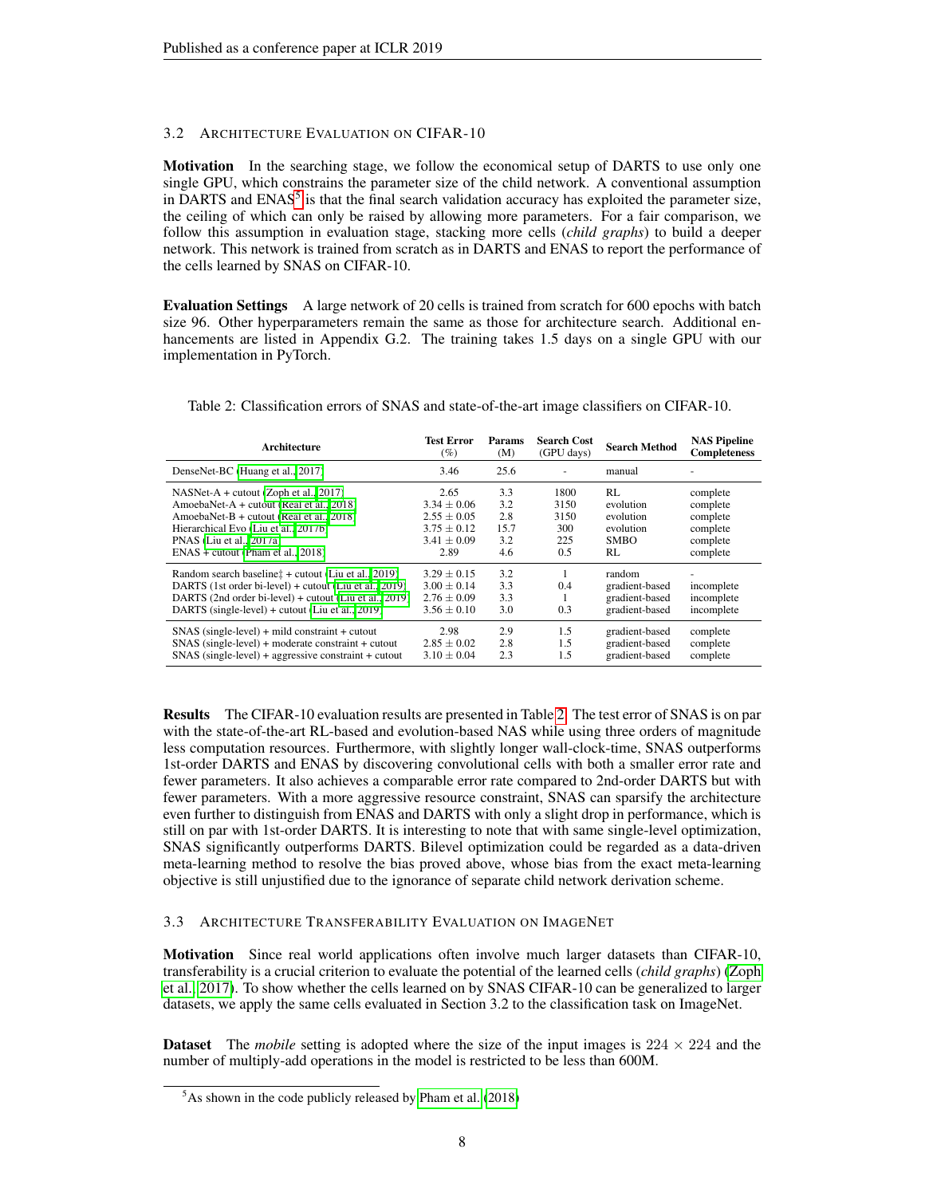### 3.2 Architecture Evaluation on CIFAR-10

**Motivation** In the searching stage, we follow the economical setup of DARTS to use only one single GPU, which constrains the parameter size of the child network. A conventional assumption in DARTS and ENAS[5] is that the final search validation accuracy has exploited the parameter size, the ceiling of which can only be raised by allowing more parameters. For a fair comparison, we follow this assumption in evaluation stage, stacking more cells (*child graphs*) to build a deeper network. This network is trained from scratch as in DARTS and ENAS to report the performance of the cells learned by SNAS on CIFAR-10.

**Evaluation Settings** A large network of 20 cells is trained from scratch for 600 epochs with batch size 96. Other hyperparameters remain the same as those for architecture search. Additional enhancements are listed in Appendix G.2. The training takes 1.5 days on a single GPU with our implementation in PyTorch.

Table 2: Classification errors of SNAS and state-of-the-art image classifiers on CIFAR-10.

| Architecture | Test Error (%) | Params (M) | Search Cost (GPU days) | Search Method | NAS Pipeline Completeness |
|---|---|---|---|---|---|
| DenseNet-BC (Huang et al., 2017) | 3.46 | 25.6 | - | manual | - |
| NASNet-A + cutout (Zoph et al., 2017) | 2.65 | 3.3 | 1800 | RL | complete |
| AmoebaNet-A + cutout (Real et al., 2018) | $3.34 \pm 0.06$ | 3.2 | 3150 | evolution | complete |
| AmoebaNet-B + cutout (Real et al., 2018) | $2.55 \pm 0.05$ | 2.8 | 3150 | evolution | complete |
| Hierarchical Evo (Liu et al., 2017b) | $3.75 \pm 0.12$ | 15.7 | 300 | evolution | complete |
| PNAS (Liu et al., 2017a) | $3.41 \pm 0.09$ | 3.2 | 225 | SMBO | complete |
| ENAS + cutout (Pham et al., 2018) | 2.89 | 4.6 | 0.5 | RL | complete |
| Random search baseline‡ + cutout (Liu et al., 2019) | $3.29 \pm 0.15$ | 3.2 | 1 | random | - |
| DARTS (1st order bi-level) + cutout (Liu et al., 2019) | $3.00 \pm 0.14$ | 3.3 | 0.4 | gradient-based | incomplete |
| DARTS (2nd order bi-level) + cutout (Liu et al., 2019) | $2.76 \pm 0.09$ | 3.3 | 1 | gradient-based | incomplete |
| DARTS (single-level) + cutout (Liu et al., 2019) | $3.56 \pm 0.10$ | 3.0 | 0.3 | gradient-based | incomplete |
| SNAS (single-level) + mild constraint + cutout | 2.98 | 2.9 | 1.5 | gradient-based | complete |
| SNAS (single-level) + moderate constraint + cutout | $2.85 \pm 0.02$ | 2.8 | 1.5 | gradient-based | complete |
| SNAS (single-level) + aggressive constraint + cutout | $3.10 \pm 0.04$ | 2.3 | 1.5 | gradient-based | complete |

**Results** The CIFAR-10 evaluation results are presented in Table 2. The test error of SNAS is on par with the state-of-the-art RL-based and evolution-based NAS while using three orders of magnitude less computation resources. Furthermore, with slightly longer wall-clock-time, SNAS outperforms 1st-order DARTS and ENAS by discovering convolutional cells with both a smaller error rate and fewer parameters. It also achieves a comparable error rate compared to 2nd-order DARTS but with fewer parameters. With a more aggressive resource constraint, SNAS can sparsify the architecture even further to distinguish from ENAS and DARTS with only a slight drop in performance, which is still on par with 1st-order DARTS. It is interesting to note that with same single-level optimization, SNAS significantly outperforms DARTS. Bilevel optimization could be regarded as a data-driven meta-learning method to resolve the bias proved above, whose bias from the exact meta-learning objective is still unjustified due to the ignorance of separate child network derivation scheme.

### 3.3 Architecture Transferability Evaluation on ImageNet

**Motivation** Since real world applications often involve much larger datasets than CIFAR-10, transferability is a crucial criterion to evaluate the potential of the learned cells (*child graphs*) (Zoph et al., 2017). To show whether the cells learned on by SNAS CIFAR-10 can be generalized to larger datasets, we apply the same cells evaluated in Section 3.2 to the classification task on ImageNet.

**Dataset** The *mobile* setting is adopted where the size of the input images is $224 \times 224$ and the number of multiply-add operations in the model is restricted to be less than 600M.

[5] As shown in the code publicly released by Pham et al. (2018)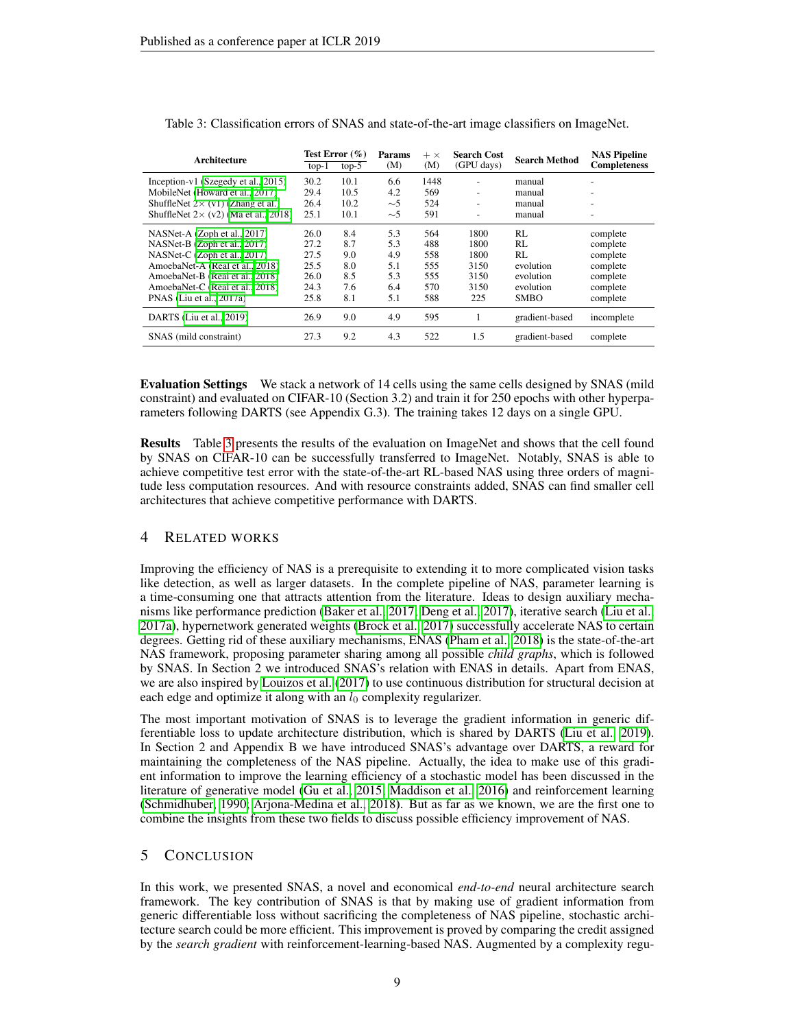Table 3: Classification errors of SNAS and state-of-the-art image classifiers on ImageNet.

| Architecture | Test Error (%) | | Params | $+\times$ | Search Cost | Search Method | NAS Pipeline Completeness |
|---|---|---|---|---|---|---|---|
| | top-1 | top-5 | (M) | (M) | (GPU days) | | |
| Inception-v1 (Szegedy et al., 2015) | 30.2 | 10.1 | 6.6 | 1448 | - | manual | - |
| MobileNet (Howard et al., 2017) | 29.4 | 10.5 | 4.2 | 569 | - | manual | - |
| ShuffleNet $2\times$ (v1) (Zhang et al.) | 26.4 | 10.2 | $\sim$5 | 524 | - | manual | - |
| ShuffleNet $2\times$ (v2) (Ma et al., 2018) | 25.1 | 10.1 | $\sim$5 | 591 | - | manual | - |
| NASNet-A (Zoph et al., 2017) | 26.0 | 8.4 | 5.3 | 564 | 1800 | RL | complete |
| NASNet-B (Zoph et al., 2017) | 27.2 | 8.7 | 5.3 | 488 | 1800 | RL | complete |
| NASNet-C (Zoph et al., 2017) | 27.5 | 9.0 | 4.9 | 558 | 1800 | RL | complete |
| AmoebaNet-A (Real et al., 2018) | 25.5 | 8.0 | 5.1 | 555 | 3150 | evolution | complete |
| AmoebaNet-B (Real et al., 2018) | 26.0 | 8.5 | 5.3 | 555 | 3150 | evolution | complete |
| AmoebaNet-C (Real et al., 2018) | 24.3 | 7.6 | 6.4 | 570 | 3150 | evolution | complete |
| PNAS (Liu et al., 2017a) | 25.8 | 8.1 | 5.1 | 588 | 225 | SMBO | complete |
| DARTS (Liu et al., 2019) | 26.9 | 9.0 | 4.9 | 595 | 1 | gradient-based | incomplete |
| SNAS (mild constraint) | 27.3 | 9.2 | 4.3 | 522 | 1.5 | gradient-based | complete |

**Evaluation Settings** We stack a network of 14 cells using the same cells designed by SNAS (mild constraint) and evaluated on CIFAR-10 (Section 3.2) and train it for 250 epochs with other hyperparameters following DARTS (see Appendix G.3). The training takes 12 days on a single GPU.

**Results** Table 3 presents the results of the evaluation on ImageNet and shows that the cell found by SNAS on CIFAR-10 can be successfully transferred to ImageNet. Notably, SNAS is able to achieve competitive test error with the state-of-the-art RL-based NAS using three orders of magnitude less computation resources. And with resource constraints added, SNAS can find smaller cell architectures that achieve competitive performance with DARTS.

## 4 Related Works

Improving the efficiency of NAS is a prerequisite to extending it to more complicated vision tasks like detection, as well as larger datasets. In the complete pipeline of NAS, parameter learning is a time-consuming one that attracts attention from the literature. Ideas to design auxiliary mechanisms like performance prediction (Baker et al., 2017; Deng et al., 2017), iterative search (Liu et al., 2017a), hypernetwork generated weights (Brock et al., 2017) successfully accelerate NAS to certain degrees. Getting rid of these auxiliary mechanisms, ENAS (Pham et al., 2018) is the state-of-the-art NAS framework, proposing parameter sharing among all possible *child graphs*, which is followed by SNAS. In Section 2 we introduced SNAS's relation with ENAS in details. Apart from ENAS, we are also inspired by Louizos et al. (2017) to use continuous distribution for structural decision at each edge and optimize it along with an $l_0$ complexity regularizer.

The most important motivation of SNAS is to leverage the gradient information in generic differentiable loss to update architecture distribution, which is shared by DARTS (Liu et al., 2019). In Section 2 and Appendix B we have introduced SNAS's advantage over DARTS, a reward for maintaining the completeness of the NAS pipeline. Actually, the idea to make use of this gradient information to improve the learning efficiency of a stochastic model has been discussed in the literature of generative model (Gu et al., 2015; Maddison et al., 2016) and reinforcement learning (Schmidhuber, 1990; Arjona-Medina et al., 2018). But as far as we known, we are the first one to combine the insights from these two fields to discuss possible efficiency improvement of NAS.

## 5 Conclusion

In this work, we presented SNAS, a novel and economical *end-to-end* neural architecture search framework. The key contribution of SNAS is that by making use of gradient information from generic differentiable loss without sacrificing the completeness of NAS pipeline, stochastic architecture search could be more efficient. This improvement is proved by comparing the credit assigned by the *search gradient* with reinforcement-learning-based NAS. Augmented by a complexity regu-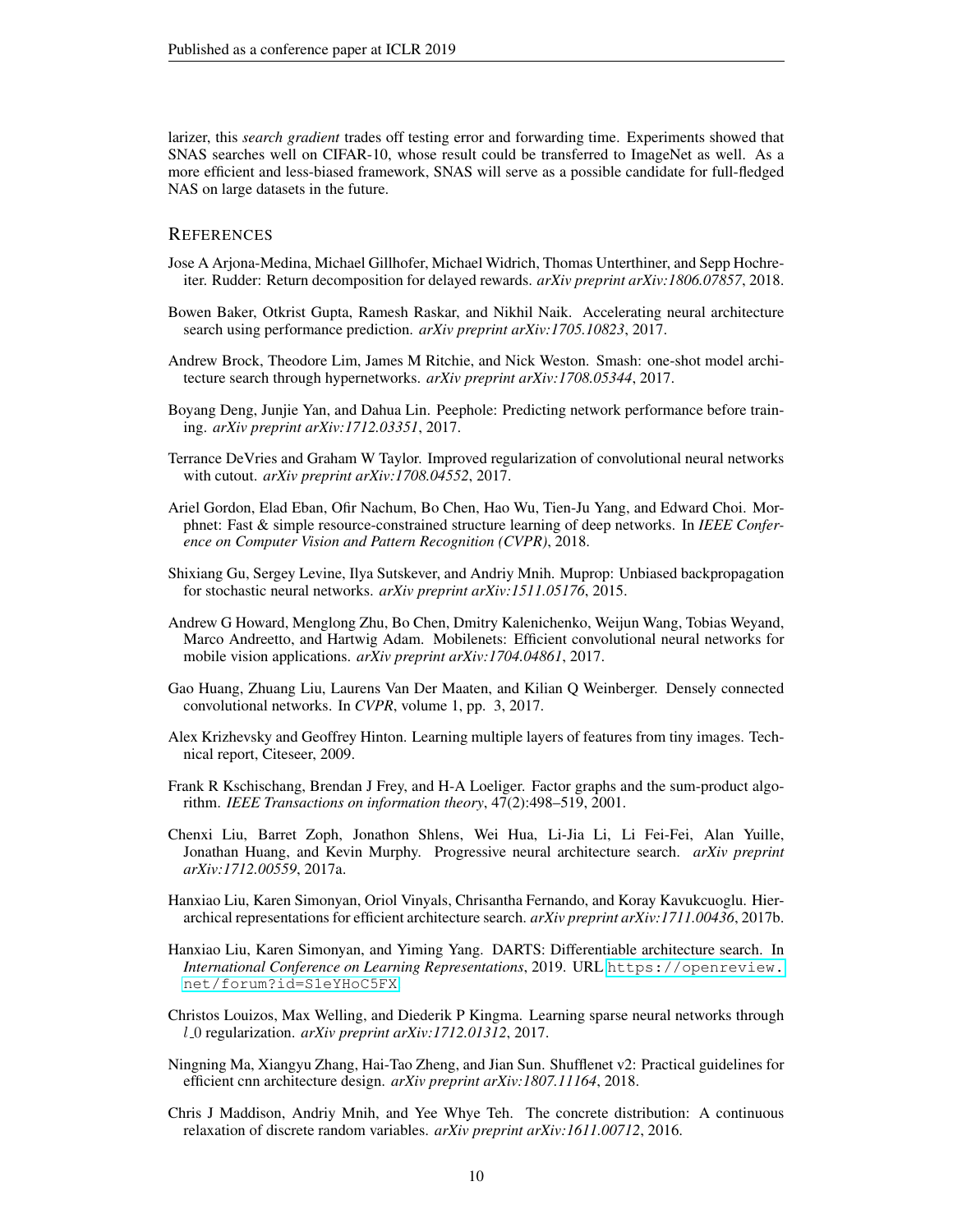larizer, this *search gradient* trades off testing error and forwarding time. Experiments showed that SNAS searches well on CIFAR-10, whose result could be transferred to ImageNet as well. As a more efficient and less-biased framework, SNAS will serve as a possible candidate for full-fledged NAS on large datasets in the future.

## REFERENCES

Jose A Arjona-Medina, Michael Gillhofer, Michael Widrich, Thomas Unterthiner, and Sepp Hochreiter. Rudder: Return decomposition for delayed rewards. *arXiv preprint arXiv:1806.07857*, 2018.

Bowen Baker, Otkrist Gupta, Ramesh Raskar, and Nikhil Naik. Accelerating neural architecture search using performance prediction. *arXiv preprint arXiv:1705.10823*, 2017.

Andrew Brock, Theodore Lim, James M Ritchie, and Nick Weston. Smash: one-shot model architecture search through hypernetworks. *arXiv preprint arXiv:1708.05344*, 2017.

Boyang Deng, Junjie Yan, and Dahua Lin. Peephole: Predicting network performance before training. *arXiv preprint arXiv:1712.03351*, 2017.

Terrance DeVries and Graham W Taylor. Improved regularization of convolutional neural networks with cutout. *arXiv preprint arXiv:1708.04552*, 2017.

Ariel Gordon, Elad Eban, Ofir Nachum, Bo Chen, Hao Wu, Tien-Ju Yang, and Edward Choi. Morphnet: Fast & simple resource-constrained structure learning of deep networks. In *IEEE Conference on Computer Vision and Pattern Recognition (CVPR)*, 2018.

Shixiang Gu, Sergey Levine, Ilya Sutskever, and Andriy Mnih. Muprop: Unbiased backpropagation for stochastic neural networks. *arXiv preprint arXiv:1511.05176*, 2015.

Andrew G Howard, Menglong Zhu, Bo Chen, Dmitry Kalenichenko, Weijun Wang, Tobias Weyand, Marco Andreetto, and Hartwig Adam. Mobilenets: Efficient convolutional neural networks for mobile vision applications. *arXiv preprint arXiv:1704.04861*, 2017.

Gao Huang, Zhuang Liu, Laurens Van Der Maaten, and Kilian Q Weinberger. Densely connected convolutional networks. In *CVPR*, volume 1, pp. 3, 2017.

Alex Krizhevsky and Geoffrey Hinton. Learning multiple layers of features from tiny images. Technical report, Citeseer, 2009.

Frank R Kschischang, Brendan J Frey, and H-A Loeliger. Factor graphs and the sum-product algorithm. *IEEE Transactions on information theory*, 47(2):498–519, 2001.

Chenxi Liu, Barret Zoph, Jonathon Shlens, Wei Hua, Li-Jia Li, Li Fei-Fei, Alan Yuille, Jonathan Huang, and Kevin Murphy. Progressive neural architecture search. *arXiv preprint arXiv:1712.00559*, 2017a.

Hanxiao Liu, Karen Simonyan, Oriol Vinyals, Chrisantha Fernando, and Koray Kavukcuoglu. Hierarchical representations for efficient architecture search. *arXiv preprint arXiv:1711.00436*, 2017b.

Hanxiao Liu, Karen Simonyan, and Yiming Yang. DARTS: Differentiable architecture search. In *International Conference on Learning Representations*, 2019. URL https://openreview.net/forum?id=S1eYHoC5FX.

Christos Louizos, Max Welling, and Diederik P Kingma. Learning sparse neural networks through $l\_0$ regularization. *arXiv preprint arXiv:1712.01312*, 2017.

Ningning Ma, Xiangyu Zhang, Hai-Tao Zheng, and Jian Sun. Shufflenet v2: Practical guidelines for efficient cnn architecture design. *arXiv preprint arXiv:1807.11164*, 2018.

Chris J Maddison, Andriy Mnih, and Yee Whye Teh. The concrete distribution: A continuous relaxation of discrete random variables. *arXiv preprint arXiv:1611.00712*, 2016.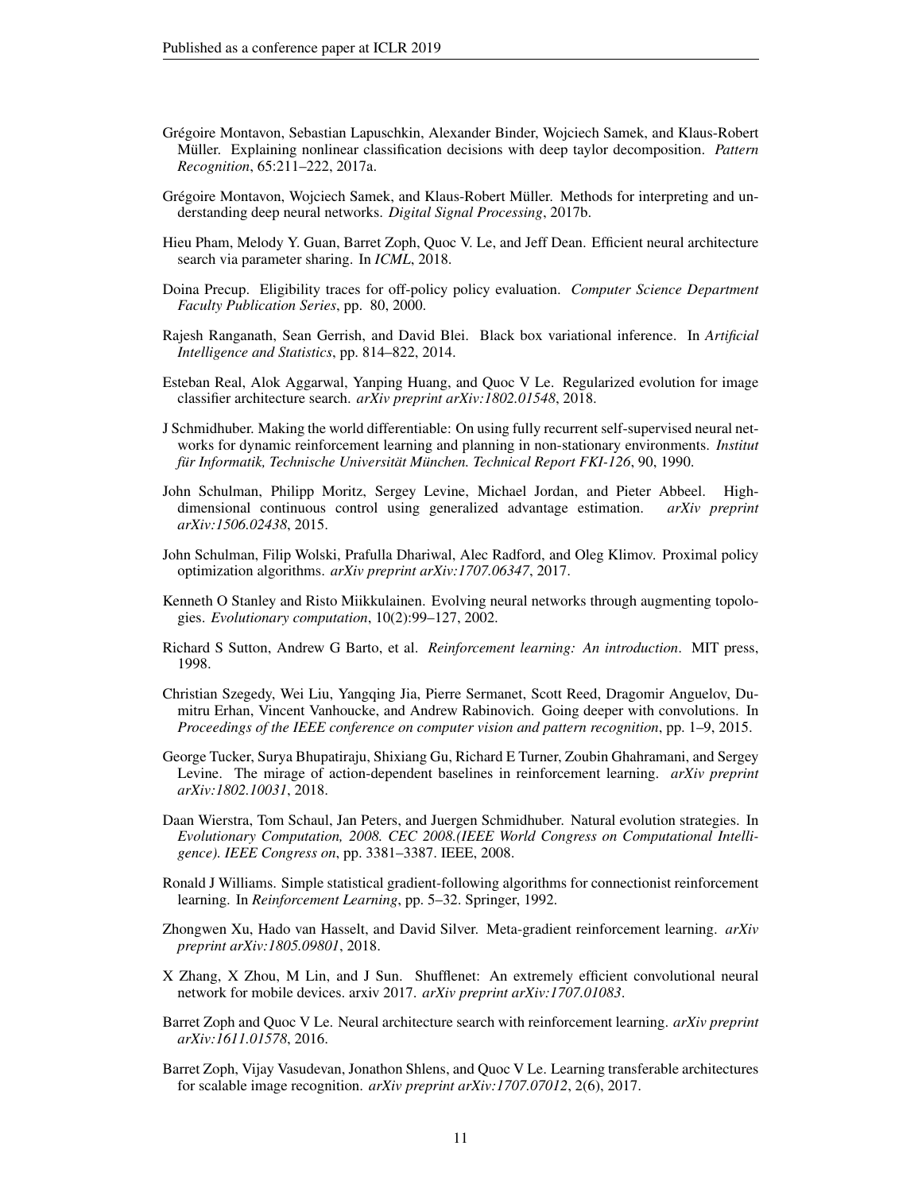Grégoire Montavon, Sebastian Lapuschkin, Alexander Binder, Wojciech Samek, and Klaus-Robert Müller. Explaining nonlinear classification decisions with deep taylor decomposition. *Pattern Recognition*, 65:211–222, 2017a.

Grégoire Montavon, Wojciech Samek, and Klaus-Robert Müller. Methods for interpreting and understanding deep neural networks. *Digital Signal Processing*, 2017b.

Hieu Pham, Melody Y. Guan, Barret Zoph, Quoc V. Le, and Jeff Dean. Efficient neural architecture search via parameter sharing. In *ICML*, 2018.

Doina Precup. Eligibility traces for off-policy policy evaluation. *Computer Science Department Faculty Publication Series*, pp. 80, 2000.

Rajesh Ranganath, Sean Gerrish, and David Blei. Black box variational inference. In *Artificial Intelligence and Statistics*, pp. 814–822, 2014.

Esteban Real, Alok Aggarwal, Yanping Huang, and Quoc V Le. Regularized evolution for image classifier architecture search. *arXiv preprint arXiv:1802.01548*, 2018.

J Schmidhuber. Making the world differentiable: On using fully recurrent self-supervised neural networks for dynamic reinforcement learning and planning in non-stationary environments. *Institut für Informatik, Technische Universität München. Technical Report FKI-126*, 90, 1990.

John Schulman, Philipp Moritz, Sergey Levine, Michael Jordan, and Pieter Abbeel. High-dimensional continuous control using generalized advantage estimation. *arXiv preprint arXiv:1506.02438*, 2015.

John Schulman, Filip Wolski, Prafulla Dhariwal, Alec Radford, and Oleg Klimov. Proximal policy optimization algorithms. *arXiv preprint arXiv:1707.06347*, 2017.

Kenneth O Stanley and Risto Miikkulainen. Evolving neural networks through augmenting topologies. *Evolutionary computation*, 10(2):99–127, 2002.

Richard S Sutton, Andrew G Barto, et al. *Reinforcement learning: An introduction*. MIT press, 1998.

Christian Szegedy, Wei Liu, Yangqing Jia, Pierre Sermanet, Scott Reed, Dragomir Anguelov, Dumitru Erhan, Vincent Vanhoucke, and Andrew Rabinovich. Going deeper with convolutions. In *Proceedings of the IEEE conference on computer vision and pattern recognition*, pp. 1–9, 2015.

George Tucker, Surya Bhupatiraju, Shixiang Gu, Richard E Turner, Zoubin Ghahramani, and Sergey Levine. The mirage of action-dependent baselines in reinforcement learning. *arXiv preprint arXiv:1802.10031*, 2018.

Daan Wierstra, Tom Schaul, Jan Peters, and Juergen Schmidhuber. Natural evolution strategies. In *Evolutionary Computation, 2008. CEC 2008.(IEEE World Congress on Computational Intelligence). IEEE Congress on*, pp. 3381–3387. IEEE, 2008.

Ronald J Williams. Simple statistical gradient-following algorithms for connectionist reinforcement learning. In *Reinforcement Learning*, pp. 5–32. Springer, 1992.

Zhongwen Xu, Hado van Hasselt, and David Silver. Meta-gradient reinforcement learning. *arXiv preprint arXiv:1805.09801*, 2018.

X Zhang, X Zhou, M Lin, and J Sun. Shufflenet: An extremely efficient convolutional neural network for mobile devices. arxiv 2017. *arXiv preprint arXiv:1707.01083*.

Barret Zoph and Quoc V Le. Neural architecture search with reinforcement learning. *arXiv preprint arXiv:1611.01578*, 2016.

Barret Zoph, Vijay Vasudevan, Jonathon Shlens, and Quoc V Le. Learning transferable architectures for scalable image recognition. *arXiv preprint arXiv:1707.07012*, 2(6), 2017.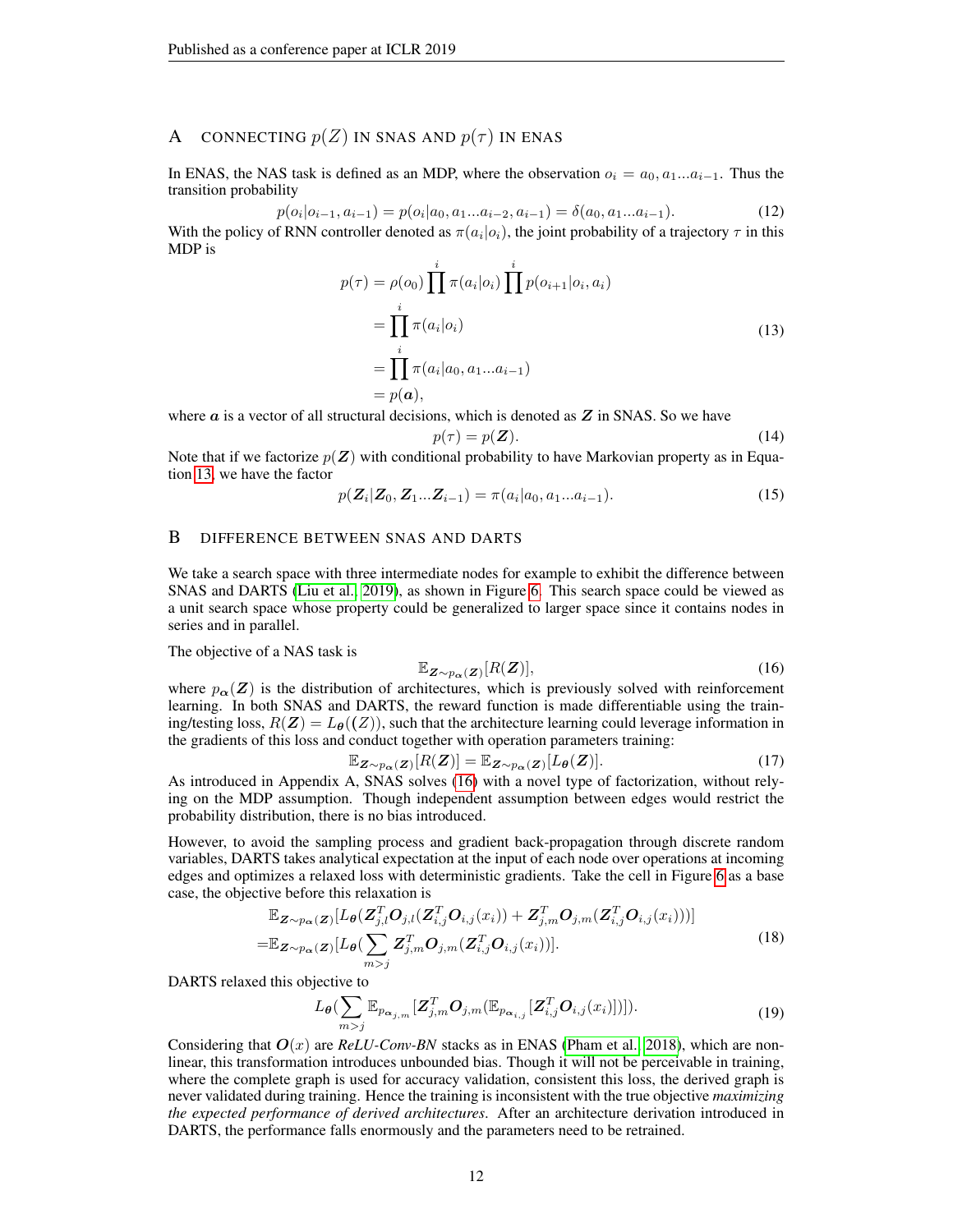# A Connecting $p(Z)$ in SNAS and $p(\tau)$ in ENAS

In ENAS, the NAS task is defined as an MDP, where the observation $o_i = a_0, a_1...a_{i-1}$. Thus the transition probability

$$p(o_i|o_{i-1}, a_{i-1}) = p(o_i|a_0, a_1...a_{i-2}, a_{i-1}) = \delta(a_0, a_1...a_{i-1}). \tag{12}$$

With the policy of RNN controller denoted as $\pi(a_i|o_i)$, the joint probability of a trajectory $\tau$ in this MDP is

$$\begin{aligned} p(\tau) &= \rho(o_0) \prod^{i} \pi(a_i|o_i) \prod^{i} p(o_{i+1}|o_i, a_i) \\ &= \prod^{i} \pi(a_i|o_i) \\ &= \prod^{i} \pi(a_i|a_0, a_1...a_{i-1}) \\ &= p(\boldsymbol{a}), \end{aligned} \tag{13}$$

where $\boldsymbol{a}$ is a vector of all structural decisions, which is denoted as $\boldsymbol{Z}$ in SNAS. So we have

$$p(\tau) = p(\boldsymbol{Z}). \tag{14}$$

Note that if we factorize $p(\boldsymbol{Z})$ with conditional probability to have Markovian property as in Equation 13, we have the factor

$$p(\boldsymbol{Z}_i|\boldsymbol{Z}_0, \boldsymbol{Z}_1...\boldsymbol{Z}_{i-1}) = \pi(a_i|a_0, a_1...a_{i-1}). \tag{15}$$

# B Difference between SNAS and DARTS

We take a search space with three intermediate nodes for example to exhibit the difference between SNAS and DARTS (Liu et al., 2019), as shown in Figure 6. This search space could be viewed as a unit search space whose property could be generalized to larger space since it contains nodes in series and in parallel.

The objective of a NAS task is

$$\mathbb{E}_{\boldsymbol{Z}\sim p_{\boldsymbol{\alpha}}(\boldsymbol{Z})}[R(\boldsymbol{Z})], \tag{16}$$

where $p_{\boldsymbol{\alpha}}(\boldsymbol{Z})$ is the distribution of architectures, which is previously solved with reinforcement learning. In both SNAS and DARTS, the reward function is made differentiable using the training/testing loss, $R(\boldsymbol{Z}) = L_{\boldsymbol{\theta}}((Z))$, such that the architecture learning could leverage information in the gradients of this loss and conduct together with operation parameters training:

$$\mathbb{E}_{\boldsymbol{Z}\sim p_{\boldsymbol{\alpha}}(\boldsymbol{Z})}[R(\boldsymbol{Z})] = \mathbb{E}_{\boldsymbol{Z}\sim p_{\boldsymbol{\alpha}}(\boldsymbol{Z})}[L_{\boldsymbol{\theta}}(\boldsymbol{Z})]. \tag{17}$$

As introduced in Appendix A, SNAS solves (16) with a novel type of factorization, without relying on the MDP assumption. Though independent assumption between edges would restrict the probability distribution, there is no bias introduced.

However, to avoid the sampling process and gradient back-propagation through discrete random variables, DARTS takes analytical expectation at the input of each node over operations at incoming edges and optimizes a relaxed loss with deterministic gradients. Take the cell in Figure 6 as a base case, the objective before this relaxation is

$$\begin{aligned} &\mathbb{E}_{\boldsymbol{Z}\sim p_{\boldsymbol{\alpha}}(\boldsymbol{Z})}[L_{\boldsymbol{\theta}}(\boldsymbol{Z}_{j,l}^T\boldsymbol{O}_{j,l}(\boldsymbol{Z}_{i,j}^T\boldsymbol{O}_{i,j}(x_i)) + \boldsymbol{Z}_{j,m}^T\boldsymbol{O}_{j,m}(\boldsymbol{Z}_{i,j}^T\boldsymbol{O}_{i,j}(x_i)))] \\ =&\mathbb{E}_{\boldsymbol{Z}\sim p_{\boldsymbol{\alpha}}(\boldsymbol{Z})}[L_{\boldsymbol{\theta}}(\sum_{m>j}\boldsymbol{Z}_{j,m}^T\boldsymbol{O}_{j,m}(\boldsymbol{Z}_{i,j}^T\boldsymbol{O}_{i,j}(x_i))]. \end{aligned} \tag{18}$$

DARTS relaxed this objective to

$$L_{\boldsymbol{\theta}}(\sum_{m>j}\mathbb{E}_{p_{\boldsymbol{\alpha}_{j,m}}}[\boldsymbol{Z}_{j,m}^T\boldsymbol{O}_{j,m}(\mathbb{E}_{p_{\boldsymbol{\alpha}_{i,j}}}[\boldsymbol{Z}_{i,j}^T\boldsymbol{O}_{i,j}(x_i)])]). \tag{19}$$

Considering that $\boldsymbol{O}(x)$ are *ReLU-Conv-BN* stacks as in ENAS (Pham et al., 2018), which are non-linear, this transformation introduces unbounded bias. Though it will not be perceivable in training, where the complete graph is used for accuracy validation, consistent this loss, the derived graph is never validated during training. Hence the training is inconsistent with the true objective *maximizing the expected performance of derived architectures*. After an architecture derivation introduced in DARTS, the performance falls enormously and the parameters need to be retrained.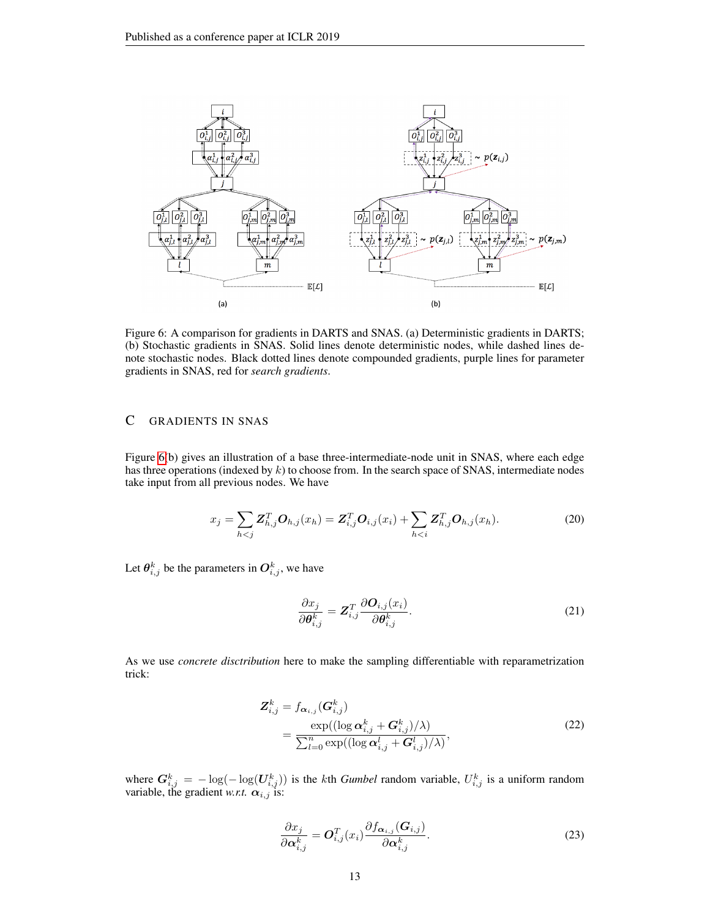Figure 6: A comparison for gradients in DARTS and SNAS. (a) Deterministic gradients in DARTS; (b) Stochastic gradients in SNAS. Solid lines denote deterministic nodes, while dashed lines denote stochastic nodes. Black dotted lines denote compounded gradients, purple lines for parameter gradients in SNAS, red for *search gradients*.

## C GRADIENTS IN SNAS

Figure 6(b) gives an illustration of a base three-intermediate-node unit in SNAS, where each edge has three operations (indexed by $k$) to choose from. In the search space of SNAS, intermediate nodes take input from all previous nodes. We have

$$x_j = \sum_{h<j} \boldsymbol{Z}_{h,j}^T \boldsymbol{O}_{h,j}(x_h) = \boldsymbol{Z}_{i,j}^T \boldsymbol{O}_{i,j}(x_i) + \sum_{h<i} \boldsymbol{Z}_{h,j}^T \boldsymbol{O}_{h,j}(x_h). \tag{20}$$

Let $\boldsymbol{\theta}_{i,j}^k$ be the parameters in $\boldsymbol{O}_{i,j}^k$, we have

$$\frac{\partial x_j}{\partial \boldsymbol{\theta}_{i,j}^k} = \boldsymbol{Z}_{i,j}^T \frac{\partial \boldsymbol{O}_{i,j}(x_i)}{\partial \boldsymbol{\theta}_{i,j}^k}. \tag{21}$$

As we use *concrete disctribution* here to make the sampling differentiable with reparametrization trick:

$$\begin{aligned} \boldsymbol{Z}_{i,j}^k &= f_{\boldsymbol{\alpha}_{i,j}}(\boldsymbol{G}_{i,j}^k) \\ &= \frac{\exp((\log \boldsymbol{\alpha}_{i,j}^k + \boldsymbol{G}_{i,j}^k)/\lambda)}{\sum_{l=0}^n \exp((\log \boldsymbol{\alpha}_{i,j}^l + \boldsymbol{G}_{i,j}^l)/\lambda)}, \end{aligned} \tag{22}$$

where $\boldsymbol{G}_{i,j}^k = -\log(-\log(\boldsymbol{U}_{i,j}^k))$ is the $k$th *Gumbel* random variable, $U_{i,j}^k$ is a uniform random variable, the gradient *w.r.t.* $\boldsymbol{\alpha}_{i,j}$ is:

$$\frac{\partial x_j}{\partial \boldsymbol{\alpha}_{i,j}^k} = \boldsymbol{O}_{i,j}^T(x_i) \frac{\partial f_{\boldsymbol{\alpha}_{i,j}}(\boldsymbol{G}_{i,j})}{\partial \boldsymbol{\alpha}_{i,j}^k}. \tag{23}$$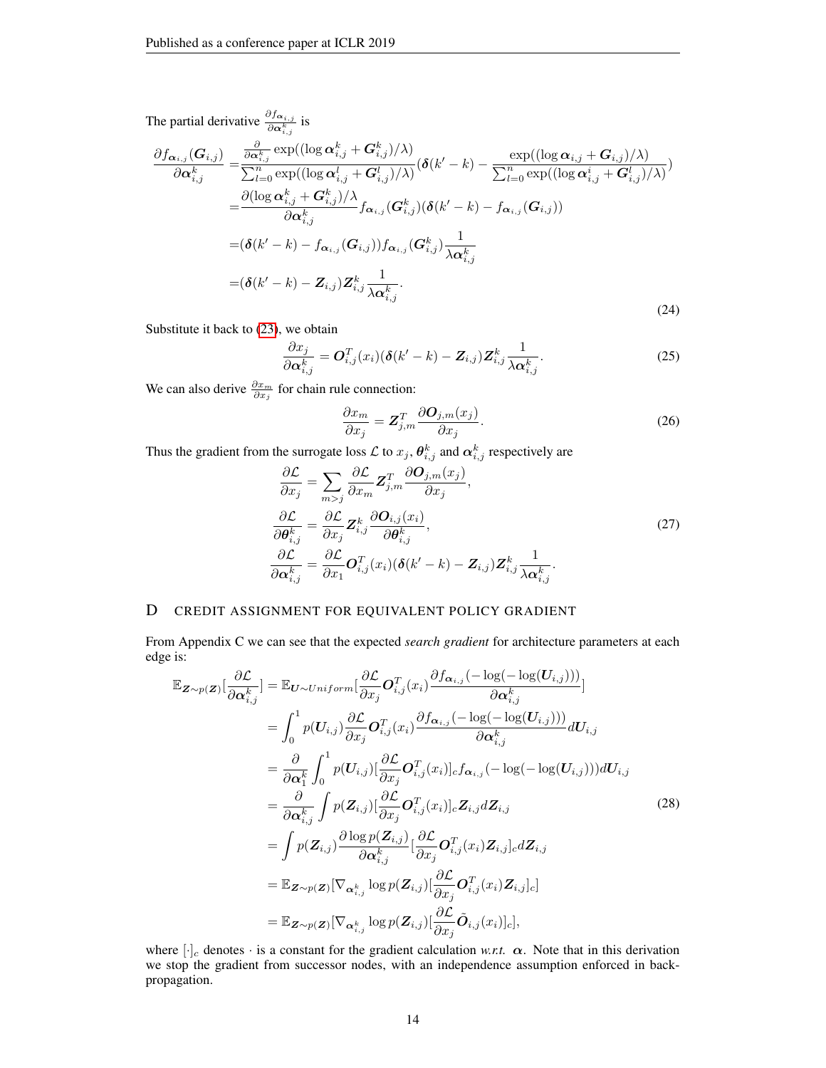The partial derivative $\frac{\partial f_{\boldsymbol{\alpha}_{i,j}}}{\partial \boldsymbol{\alpha}_{i,j}^k}$ is

$$
\begin{aligned}
\frac{\partial f_{\boldsymbol{\alpha}_{i,j}}(\boldsymbol{G}_{i,j})}{\partial \boldsymbol{\alpha}_{i,j}^k} =& \frac{\frac{\partial}{\partial \boldsymbol{\alpha}_{i,j}^k} \exp((\log \boldsymbol{\alpha}_{i,j}^k + \boldsymbol{G}_{i,j}^k)/\lambda)}{\sum_{l=0}^n \exp((\log \boldsymbol{\alpha}_{i,j}^l + \boldsymbol{G}_{i,j}^l)/\lambda)} (\boldsymbol{\delta}(k'-k) - \frac{\exp((\log \boldsymbol{\alpha}_{i,j} + \boldsymbol{G}_{i,j})/\lambda)}{\sum_{l=0}^n \exp((\log \boldsymbol{\alpha}_{i,j}^i + \boldsymbol{G}_{i,j}^l)/\lambda)}) \\
=& \frac{\partial (\log \boldsymbol{\alpha}_{i,j}^k + \boldsymbol{G}_{i,j}^k)/\lambda}{\partial \boldsymbol{\alpha}_{i,j}^k} f_{\boldsymbol{\alpha}_{i,j}}(\boldsymbol{G}_{i,j}^k)(\boldsymbol{\delta}(k'-k) - f_{\boldsymbol{\alpha}_{i,j}}(\boldsymbol{G}_{i,j})) \\
=& (\boldsymbol{\delta}(k'-k) - f_{\boldsymbol{\alpha}_{i,j}}(\boldsymbol{G}_{i,j})) f_{\boldsymbol{\alpha}_{i,j}}(\boldsymbol{G}_{i,j}^k) \frac{1}{\lambda \boldsymbol{\alpha}_{i,j}^k} \\
=& (\boldsymbol{\delta}(k'-k) - \boldsymbol{Z}_{i,j}) \boldsymbol{Z}_{i,j}^k \frac{1}{\lambda \boldsymbol{\alpha}_{i,j}^k}.
\end{aligned}
\tag{24}
$$

Substitute it back to (23), we obtain

$$
\frac{\partial x_j}{\partial \boldsymbol{\alpha}_{i,j}^k} = \boldsymbol{O}_{i,j}^T(x_i)(\boldsymbol{\delta}(k'-k) - \boldsymbol{Z}_{i,j})\boldsymbol{Z}_{i,j}^k \frac{1}{\lambda \boldsymbol{\alpha}_{i,j}^k}. \tag{25}
$$

We can also derive $\frac{\partial x_m}{\partial x_j}$ for chain rule connection:

$$
\frac{\partial x_m}{\partial x_j} = \boldsymbol{Z}_{j,m}^T \frac{\partial \boldsymbol{O}_{j,m}(x_j)}{\partial x_j}. \tag{26}
$$

Thus the gradient from the surrogate loss $\mathcal{L}$ to $x_j$, $\boldsymbol{\theta}_{i,j}^k$ and $\boldsymbol{\alpha}_{i,j}^k$ respectively are

$$
\begin{aligned}
\frac{\partial \mathcal{L}}{\partial x_j} &= \sum_{m>j} \frac{\partial \mathcal{L}}{\partial x_m} \boldsymbol{Z}_{j,m}^T \frac{\partial \boldsymbol{O}_{j,m}(x_j)}{\partial x_j}, \\
\frac{\partial \mathcal{L}}{\partial \boldsymbol{\theta}_{i,j}^k} &= \frac{\partial \mathcal{L}}{\partial x_j} \boldsymbol{Z}_{i,j}^k \frac{\partial \boldsymbol{O}_{i,j}(x_i)}{\partial \boldsymbol{\theta}_{i,j}^k}, \\
\frac{\partial \mathcal{L}}{\partial \boldsymbol{\alpha}_{i,j}^k} &= \frac{\partial \mathcal{L}}{\partial x_1} \boldsymbol{O}_{i,j}^T(x_i)(\boldsymbol{\delta}(k'-k) - \boldsymbol{Z}_{i,j})\boldsymbol{Z}_{i,j}^k \frac{1}{\lambda \boldsymbol{\alpha}_{i,j}^k}.
\end{aligned}
\tag{27}
$$

# D Credit Assignment for Equivalent Policy Gradient

From Appendix C we can see that the expected *search gradient* for architecture parameters at each edge is:

$$
\begin{aligned}
\mathbb{E}_{\boldsymbol{Z}\sim p(\boldsymbol{Z})}[\frac{\partial \mathcal{L}}{\partial \boldsymbol{\alpha}_{i,j}^k}] &= \mathbb{E}_{\boldsymbol{U}\sim Uniform}[\frac{\partial \mathcal{L}}{\partial x_j} \boldsymbol{O}_{i,j}^T(x_i) \frac{\partial f_{\boldsymbol{\alpha}_{i,j}}(-\log(-\log(\boldsymbol{U}_{i,j})))}{\partial \boldsymbol{\alpha}_{i,j}^k}] \\
&= \int_0^1 p(\boldsymbol{U}_{i,j}) \frac{\partial \mathcal{L}}{\partial x_j} \boldsymbol{O}_{i,j}^T(x_i) \frac{\partial f_{\boldsymbol{\alpha}_{i,j}}(-\log(-\log(\boldsymbol{U}_{i,j})))}{\partial \boldsymbol{\alpha}_{i,j}^k} d\boldsymbol{U}_{i,j} \\
&= \frac{\partial}{\partial \boldsymbol{\alpha}_1^k} \int_0^1 p(\boldsymbol{U}_{i,j}) [\frac{\partial \mathcal{L}}{\partial x_j} \boldsymbol{O}_{i,j}^T(x_i)]_c f_{\boldsymbol{\alpha}_{i,j}}(-\log(-\log(\boldsymbol{U}_{i,j}))) d\boldsymbol{U}_{i,j} \\
&= \frac{\partial}{\partial \boldsymbol{\alpha}_{i,j}^k} \int p(\boldsymbol{Z}_{i,j}) [\frac{\partial \mathcal{L}}{\partial x_j} \boldsymbol{O}_{i,j}^T(x_i)]_c \boldsymbol{Z}_{i,j} d\boldsymbol{Z}_{i,j} \\
&= \int p(\boldsymbol{Z}_{i,j}) \frac{\partial \log p(\boldsymbol{Z}_{i,j})}{\partial \boldsymbol{\alpha}_{i,j}^k} [\frac{\partial \mathcal{L}}{\partial x_j} \boldsymbol{O}_{i,j}^T(x_i) \boldsymbol{Z}_{i,j}]_c d\boldsymbol{Z}_{i,j} \\
&= \mathbb{E}_{\boldsymbol{Z}\sim p(\boldsymbol{Z})}[\nabla_{\boldsymbol{\alpha}_{i,j}^k} \log p(\boldsymbol{Z}_{i,j}) [\frac{\partial \mathcal{L}}{\partial x_j} \boldsymbol{O}_{i,j}^T(x_i) \boldsymbol{Z}_{i,j}]_c] \\
&= \mathbb{E}_{\boldsymbol{Z}\sim p(\boldsymbol{Z})}[\nabla_{\boldsymbol{\alpha}_{i,j}^k} \log p(\boldsymbol{Z}_{i,j}) [\frac{\partial \mathcal{L}}{\partial x_j} \tilde{\boldsymbol{O}}_{i,j}(x_i)]_c],
\end{aligned}
\tag{28}
$$

where $[\cdot]_c$ denotes $\cdot$ is a constant for the gradient calculation *w.r.t.* $\boldsymbol{\alpha}$. Note that in this derivation we stop the gradient from successor nodes, with an independence assumption enforced in back-propagation.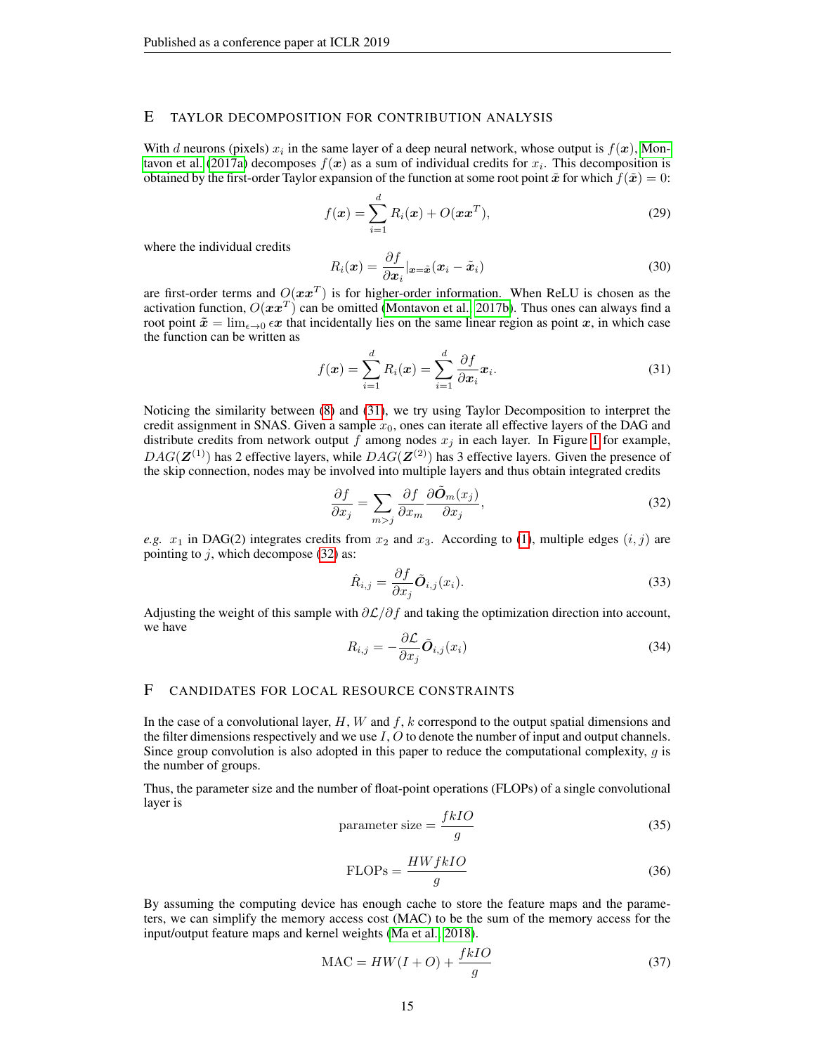## E TAYLOR DECOMPOSITION FOR CONTRIBUTION ANALYSIS

With $d$ neurons (pixels) $x_i$ in the same layer of a deep neural network, whose output is $f(\boldsymbol{x})$, Montavon et al. (2017a) decomposes $f(\boldsymbol{x})$ as a sum of individual credits for $x_i$. This decomposition is obtained by the first-order Taylor expansion of the function at some root point $\tilde{\boldsymbol{x}}$ for which $f(\tilde{\boldsymbol{x}}) = 0$:

$$f(\boldsymbol{x}) = \sum_{i=1}^{d} R_i(\boldsymbol{x}) + O(\boldsymbol{x}\boldsymbol{x}^T), \tag{29}$$

where the individual credits

$$R_i(\boldsymbol{x}) = \frac{\partial f}{\partial \boldsymbol{x}_i}|_{\boldsymbol{x}=\tilde{\boldsymbol{x}}}(\boldsymbol{x}_i - \tilde{\boldsymbol{x}}_i) \tag{30}$$

are first-order terms and $O(\boldsymbol{x}\boldsymbol{x}^T)$ is for higher-order information. When ReLU is chosen as the activation function, $O(\boldsymbol{x}\boldsymbol{x}^T)$ can be omitted (Montavon et al., 2017b). Thus ones can always find a root point $\tilde{\boldsymbol{x}} = \lim_{\epsilon \to 0} \epsilon \boldsymbol{x}$ that incidentally lies on the same linear region as point $\boldsymbol{x}$, in which case the function can be written as

$$f(\boldsymbol{x}) = \sum_{i=1}^{d} R_i(\boldsymbol{x}) = \sum_{i=1}^{d} \frac{\partial f}{\partial \boldsymbol{x}_i}\boldsymbol{x}_i. \tag{31}$$

Noticing the similarity between (8) and (31), we try using Taylor Decomposition to interpret the credit assignment in SNAS. Given a sample $x_0$, ones can iterate all effective layers of the DAG and distribute credits from network output $f$ among nodes $x_j$ in each layer. In Figure 1 for example, $DAG(\boldsymbol{Z}^{(1)})$ has 2 effective layers, while $DAG(\boldsymbol{Z}^{(2)})$ has 3 effective layers. Given the presence of the skip connection, nodes may be involved into multiple layers and thus obtain integrated credits

$$\frac{\partial f}{\partial x_j} = \sum_{m>j} \frac{\partial f}{\partial x_m}\frac{\partial \tilde{\boldsymbol{O}}_m(x_j)}{\partial x_j}, \tag{32}$$

*e.g.* $x_1$ in DAG(2) integrates credits from $x_2$ and $x_3$. According to (1), multiple edges $(i, j)$ are pointing to $j$, which decompose (32) as:

$$\hat{R}_{i,j} = \frac{\partial f}{\partial x_j}\tilde{\boldsymbol{O}}_{i,j}(x_i). \tag{33}$$

Adjusting the weight of this sample with $\partial\mathcal{L}/\partial f$ and taking the optimization direction into account, we have

$$R_{i,j} = -\frac{\partial \mathcal{L}}{\partial x_j}\tilde{\boldsymbol{O}}_{i,j}(x_i) \tag{34}$$

## F CANDIDATES FOR LOCAL RESOURCE CONSTRAINTS

In the case of a convolutional layer, $H$, $W$ and $f$, $k$ correspond to the output spatial dimensions and the filter dimensions respectively and we use $I$, $O$ to denote the number of input and output channels. Since group convolution is also adopted in this paper to reduce the computational complexity, $g$ is the number of groups.

Thus, the parameter size and the number of float-point operations (FLOPs) of a single convolutional layer is

$$\text{parameter size} = \frac{fkIO}{g} \tag{35}$$

$$\text{FLOPs} = \frac{HWfkIO}{g} \tag{36}$$

By assuming the computing device has enough cache to store the feature maps and the parameters, we can simplify the memory access cost (MAC) to be the sum of the memory access for the input/output feature maps and kernel weights (Ma et al., 2018).

$$\text{MAC} = HW(I + O) + \frac{fkIO}{g} \tag{37}$$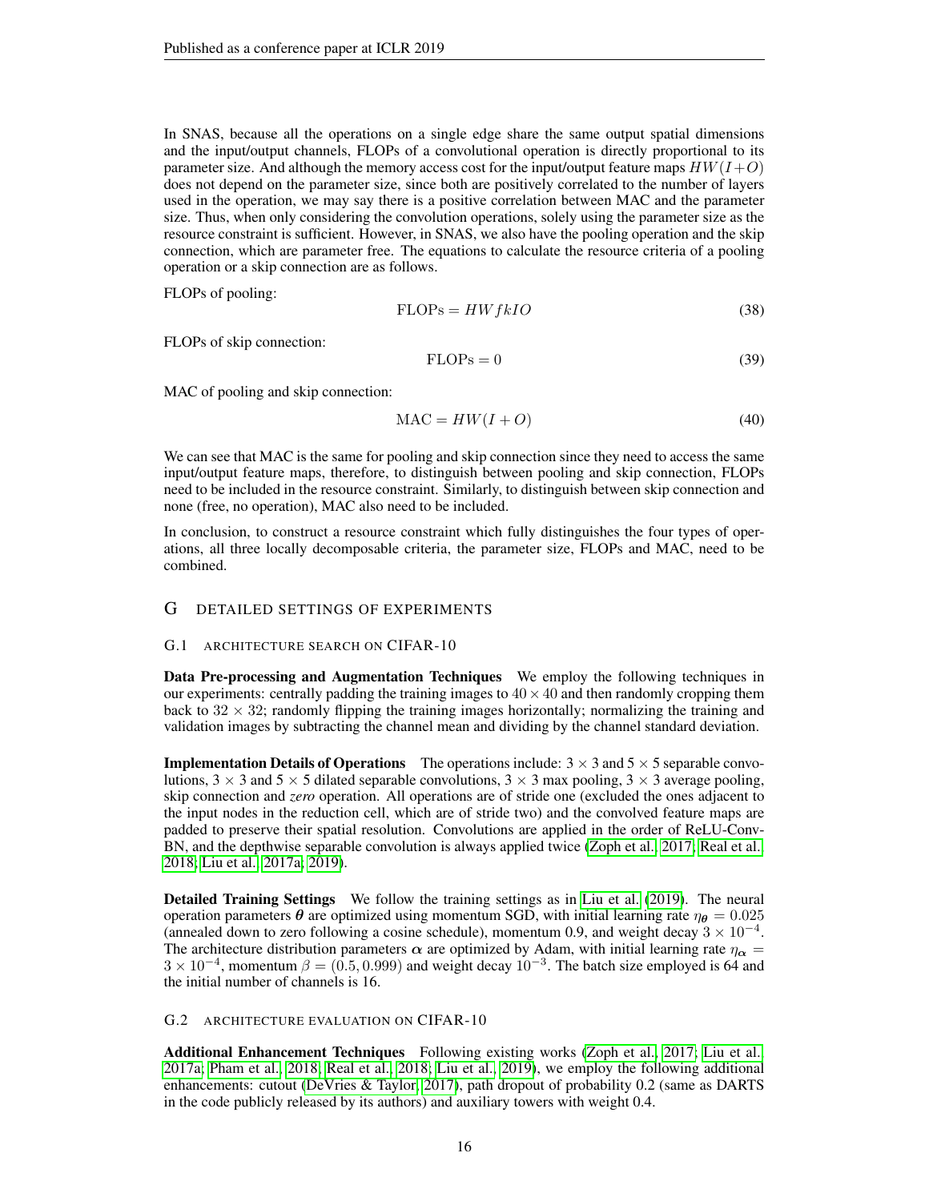In SNAS, because all the operations on a single edge share the same output spatial dimensions and the input/output channels, FLOPs of a convolutional operation is directly proportional to its parameter size. And although the memory access cost for the input/output feature maps $HW(I+O)$ does not depend on the parameter size, since both are positively correlated to the number of layers used in the operation, we may say there is a positive correlation between MAC and the parameter size. Thus, when only considering the convolution operations, solely using the parameter size as the resource constraint is sufficient. However, in SNAS, we also have the pooling operation and the skip connection, which are parameter free. The equations to calculate the resource criteria of a pooling operation or a skip connection are as follows.

FLOPs of pooling:

$$\text{FLOPs} = HWfkIO \tag{38}$$

FLOPs of skip connection:

$$\text{FLOPs} = 0 \tag{39}$$

MAC of pooling and skip connection:

$$\text{MAC} = HW(I+O) \tag{40}$$

We can see that MAC is the same for pooling and skip connection since they need to access the same input/output feature maps, therefore, to distinguish between pooling and skip connection, FLOPs need to be included in the resource constraint. Similarly, to distinguish between skip connection and none (free, no operation), MAC also need to be included.

In conclusion, to construct a resource constraint which fully distinguishes the four types of operations, all three locally decomposable criteria, the parameter size, FLOPs and MAC, need to be combined.

# G Detailed Settings of Experiments

## G.1 Architecture Search on CIFAR-10

**Data Pre-processing and Augmentation Techniques** We employ the following techniques in our experiments: centrally padding the training images to $40 \times 40$ and then randomly cropping them back to $32 \times 32$; randomly flipping the training images horizontally; normalizing the training and validation images by subtracting the channel mean and dividing by the channel standard deviation.

**Implementation Details of Operations** The operations include: $3 \times 3$ and $5 \times 5$ separable convolutions, $3 \times 3$ and $5 \times 5$ dilated separable convolutions, $3 \times 3$ max pooling, $3 \times 3$ average pooling, skip connection and *zero* operation. All operations are of stride one (excluded the ones adjacent to the input nodes in the reduction cell, which are of stride two) and the convolved feature maps are padded to preserve their spatial resolution. Convolutions are applied in the order of ReLU-Conv-BN, and the depthwise separable convolution is always applied twice (Zoph et al., 2017; Real et al., 2018; Liu et al., 2017a; 2019).

**Detailed Training Settings** We follow the training settings as in Liu et al. (2019). The neural operation parameters $\boldsymbol{\theta}$ are optimized using momentum SGD, with initial learning rate $\eta_{\boldsymbol{\theta}} = 0.025$ (annealed down to zero following a cosine schedule), momentum 0.9, and weight decay $3 \times 10^{-4}$. The architecture distribution parameters $\boldsymbol{\alpha}$ are optimized by Adam, with initial learning rate $\eta_{\boldsymbol{\alpha}} = 3 \times 10^{-4}$, momentum $\beta = (0.5, 0.999)$ and weight decay $10^{-3}$. The batch size employed is 64 and the initial number of channels is 16.

## G.2 Architecture Evaluation on CIFAR-10

**Additional Enhancement Techniques** Following existing works (Zoph et al., 2017; Liu et al., 2017a; Pham et al., 2018; Real et al., 2018; Liu et al., 2019), we employ the following additional enhancements: cutout (DeVries & Taylor, 2017), path dropout of probability 0.2 (same as DARTS in the code publicly released by its authors) and auxiliary towers with weight 0.4.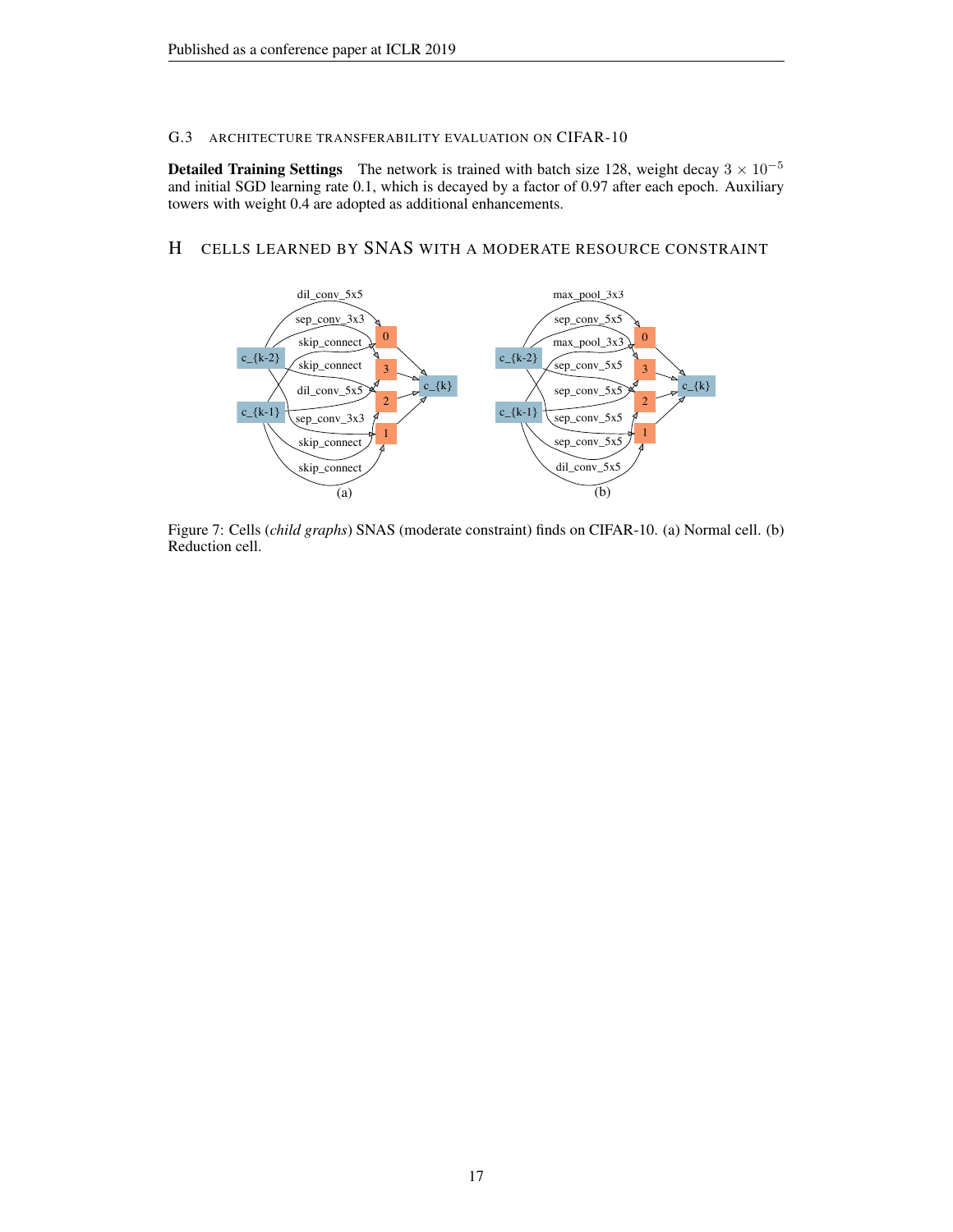### G.3 Architecture Transferability Evaluation on CIFAR-10

**Detailed Training Settings** The network is trained with batch size 128, weight decay $3 \times 10^{-5}$ and initial SGD learning rate 0.1, which is decayed by a factor of 0.97 after each epoch. Auxiliary towers with weight 0.4 are adopted as additional enhancements.

## H Cells Learned by SNAS with a Moderate Resource Constraint

dil_conv_5x5
sep_conv_3x3
skip_connect
skip_connect
dil_conv_5x5
sep_conv_3x3
skip_connect
skip_connect
c_{k-2}
c_{k-1}
0
3
2
1
c_{k}
(a)

max_pool_3x3
sep_conv_5x5
max_pool_3x3
sep_conv_5x5
sep_conv_5x5
sep_conv_5x5
sep_conv_5x5
dil_conv_5x5
c_{k-2}
c_{k-1}
0
3
2
1
c_{k}
(b)

Figure 7: Cells (*child graphs*) SNAS (moderate constraint) finds on CIFAR-10. (a) Normal cell. (b) Reduction cell.